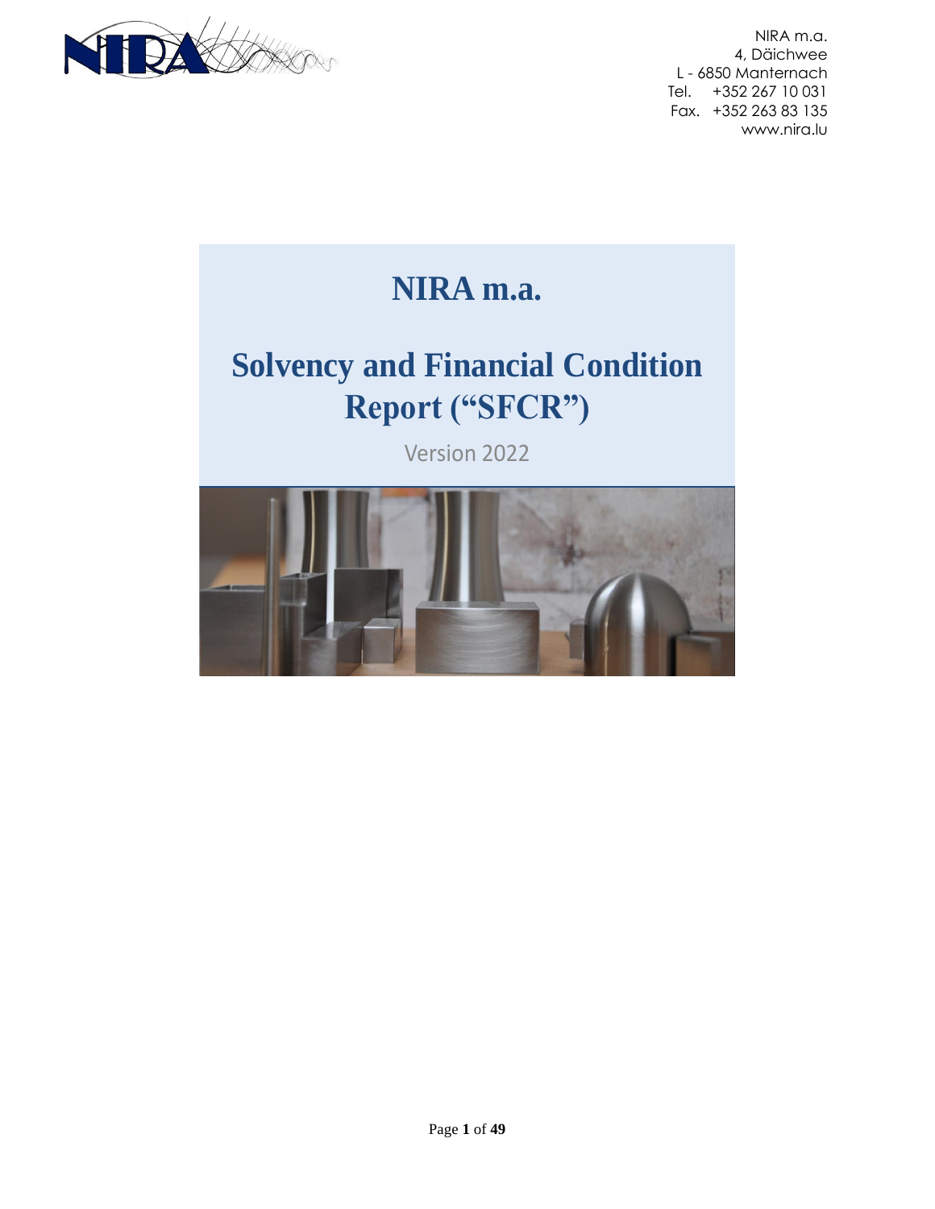NIRA m.a.
4, Däichwee
L - 6850 Manternach
Tel. +352 267 10 031
Fax. +352 263 83 135
www.nira.lu

# NIRA m.a.

# Solvency and Financial Condition Report ("SFCR")

Version 2022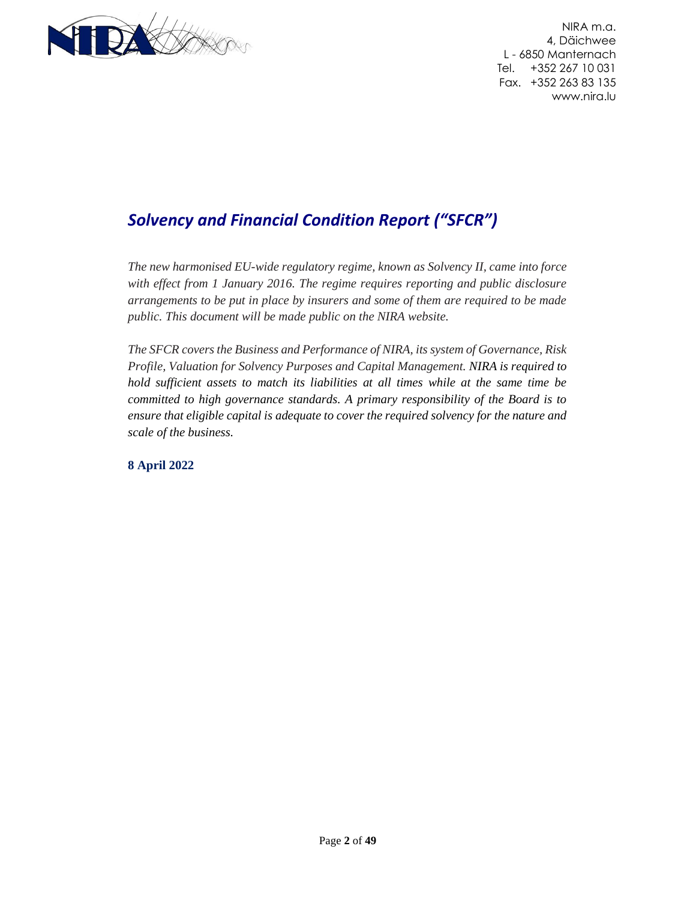NIRA m.a.
4, Däichwee
L - 6850 Manternach
Tel. +352 267 10 031
Fax. +352 263 83 135
www.nira.lu

# *Solvency and Financial Condition Report ("SFCR")*

*The new harmonised EU-wide regulatory regime, known as Solvency II, came into force with effect from 1 January 2016. The regime requires reporting and public disclosure arrangements to be put in place by insurers and some of them are required to be made public. This document will be made public on the NIRA website.*

*The SFCR covers the Business and Performance of NIRA, its system of Governance, Risk Profile, Valuation for Solvency Purposes and Capital Management. NIRA is required to hold sufficient assets to match its liabilities at all times while at the same time be committed to high governance standards. A primary responsibility of the Board is to ensure that eligible capital is adequate to cover the required solvency for the nature and scale of the business.*

**8 April 2022**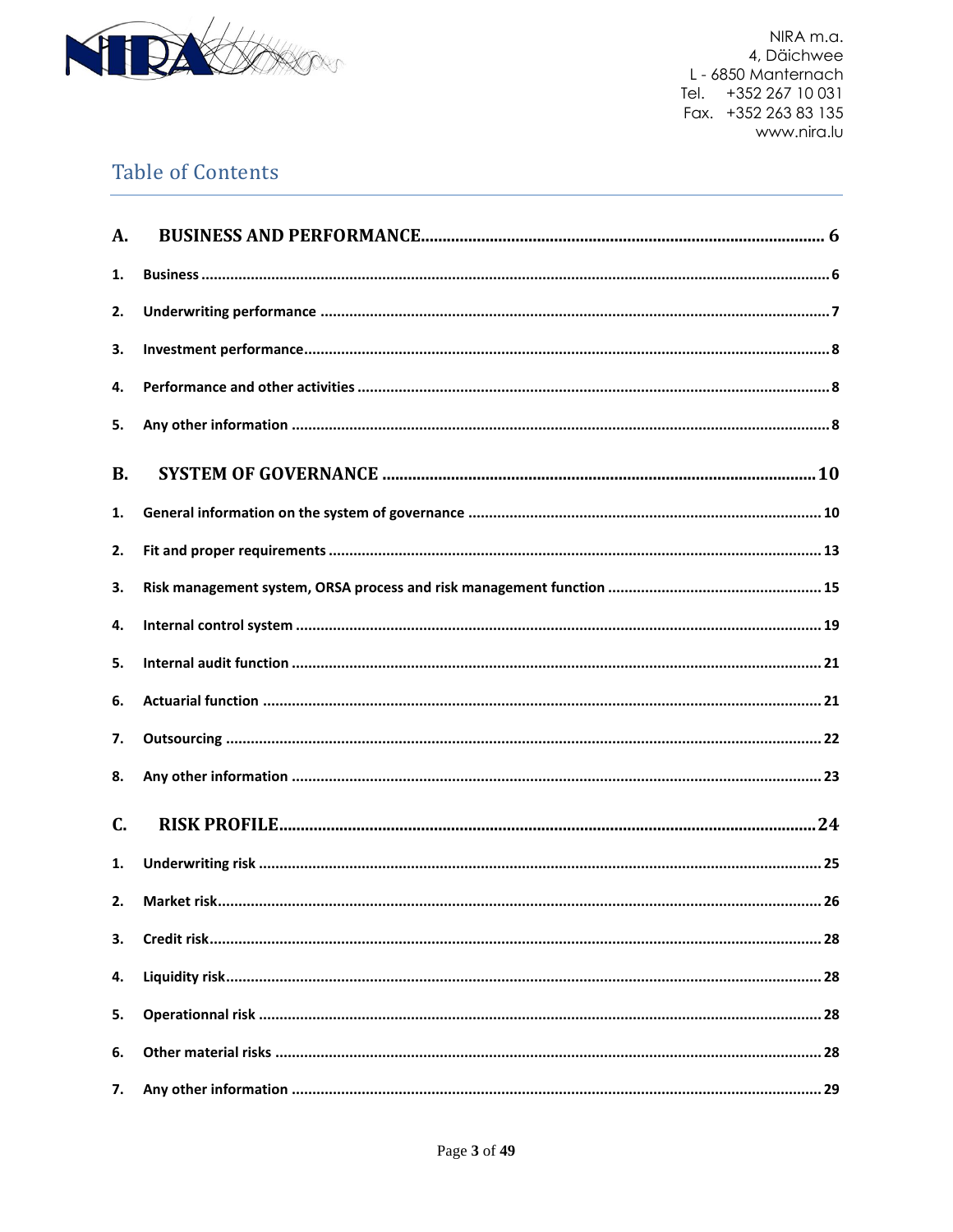## Table of Contents

**A. BUSINESS AND PERFORMANCE** ..... 6

1. **Business** ..... 6
2. **Underwriting performance** ..... 7
3. **Investment performance** ..... 8
4. **Performance and other activities** ..... 8
5. **Any other information** ..... 8

**B. SYSTEM OF GOVERNANCE** ..... 10

1. **General information on the system of governance** ..... 10
2. **Fit and proper requirements** ..... 13
3. **Risk management system, ORSA process and risk management function** ..... 15
4. **Internal control system** ..... 19
5. **Internal audit function** ..... 21
6. **Actuarial function** ..... 21
7. **Outsourcing** ..... 22
8. **Any other information** ..... 23

**C. RISK PROFILE** ..... 24

1. **Underwriting risk** ..... 25
2. **Market risk** ..... 26
3. **Credit risk** ..... 28
4. **Liquidity risk** ..... 28
5. **Operationnal risk** ..... 28
6. **Other material risks** ..... 28
7. **Any other information** ..... 29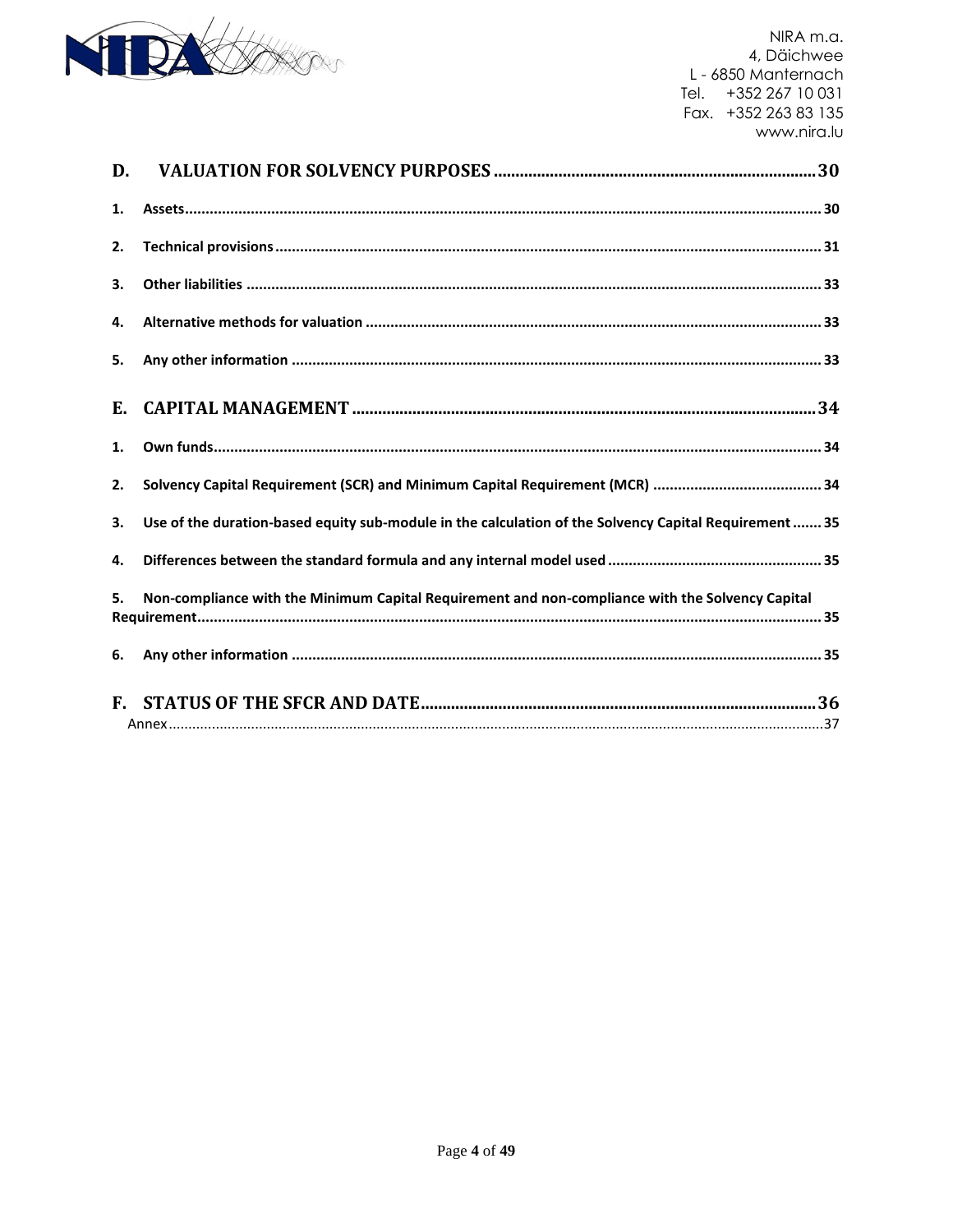**D. VALUATION FOR SOLVENCY PURPOSES** .......... 30

1. Assets .......... 30
2. Technical provisions .......... 31
3. Other liabilities .......... 33
4. Alternative methods for valuation .......... 33
5. Any other information .......... 33

**E. CAPITAL MANAGEMENT** .......... 34

1. Own funds .......... 34
2. Solvency Capital Requirement (SCR) and Minimum Capital Requirement (MCR) .......... 34
3. Use of the duration-based equity sub-module in the calculation of the Solvency Capital Requirement .......... 35
4. Differences between the standard formula and any internal model used .......... 35
5. Non-compliance with the Minimum Capital Requirement and non-compliance with the Solvency Capital Requirement .......... 35
6. Any other information .......... 35

**F. STATUS OF THE SFCR AND DATE** .......... 36

Annex .......... 37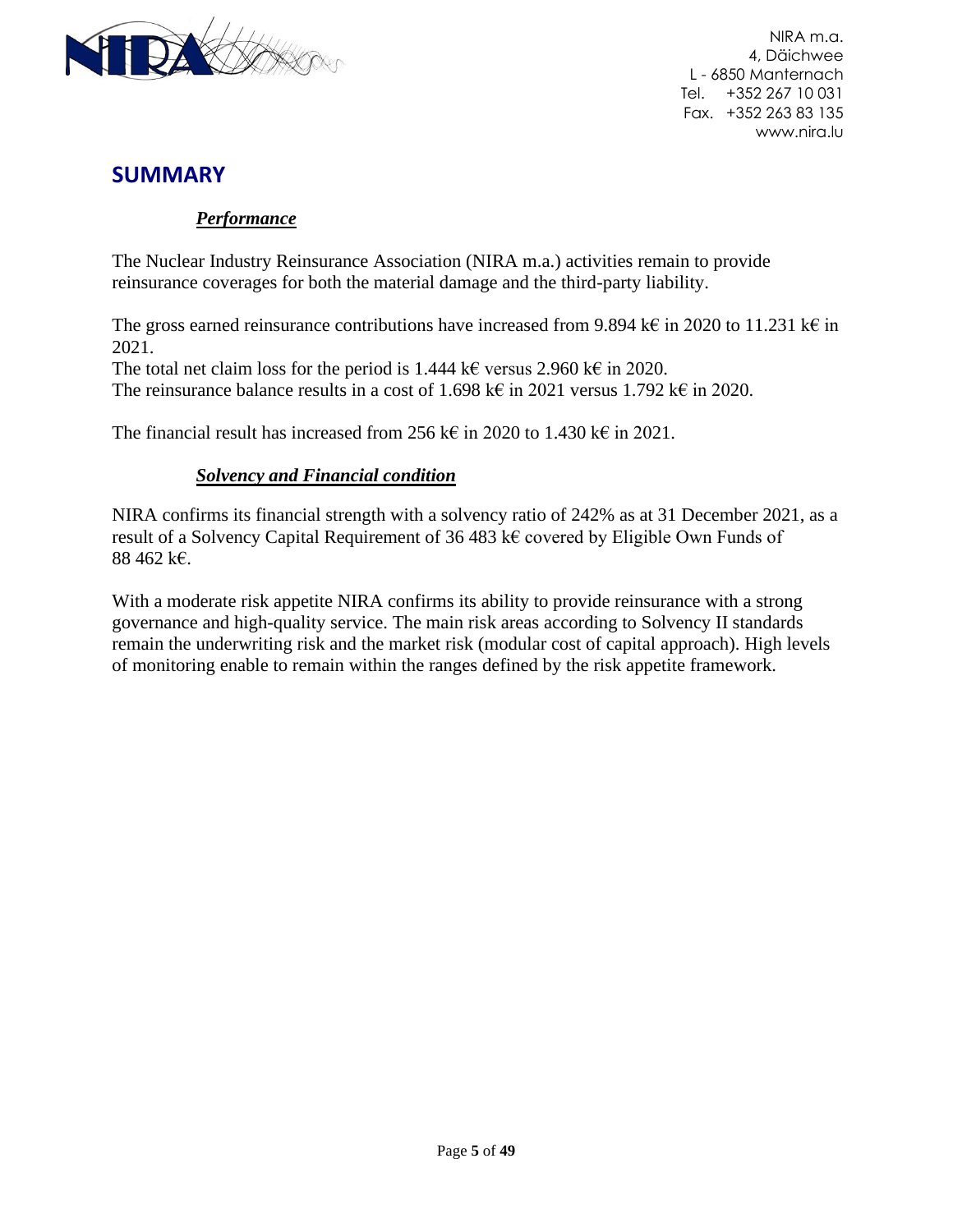NIRA m.a.
4, Däichwee
L - 6850 Manternach
Tel. +352 267 10 031
Fax. +352 263 83 135
www.nira.lu

# SUMMARY

### ***Performance***

The Nuclear Industry Reinsurance Association (NIRA m.a.) activities remain to provide reinsurance coverages for both the material damage and the third-party liability.

The gross earned reinsurance contributions have increased from 9.894 k€ in 2020 to 11.231 k€ in 2021.
The total net claim loss for the period is 1.444 k€ versus 2.960 k€ in 2020.
The reinsurance balance results in a cost of 1.698 k€ in 2021 versus 1.792 k€ in 2020.

The financial result has increased from 256 k€ in 2020 to 1.430 k€ in 2021.

### ***Solvency and Financial condition***

NIRA confirms its financial strength with a solvency ratio of 242% as at 31 December 2021, as a result of a Solvency Capital Requirement of 36 483 k€ covered by Eligible Own Funds of 88 462 k€.

With a moderate risk appetite NIRA confirms its ability to provide reinsurance with a strong governance and high-quality service. The main risk areas according to Solvency II standards remain the underwriting risk and the market risk (modular cost of capital approach). High levels of monitoring enable to remain within the ranges defined by the risk appetite framework.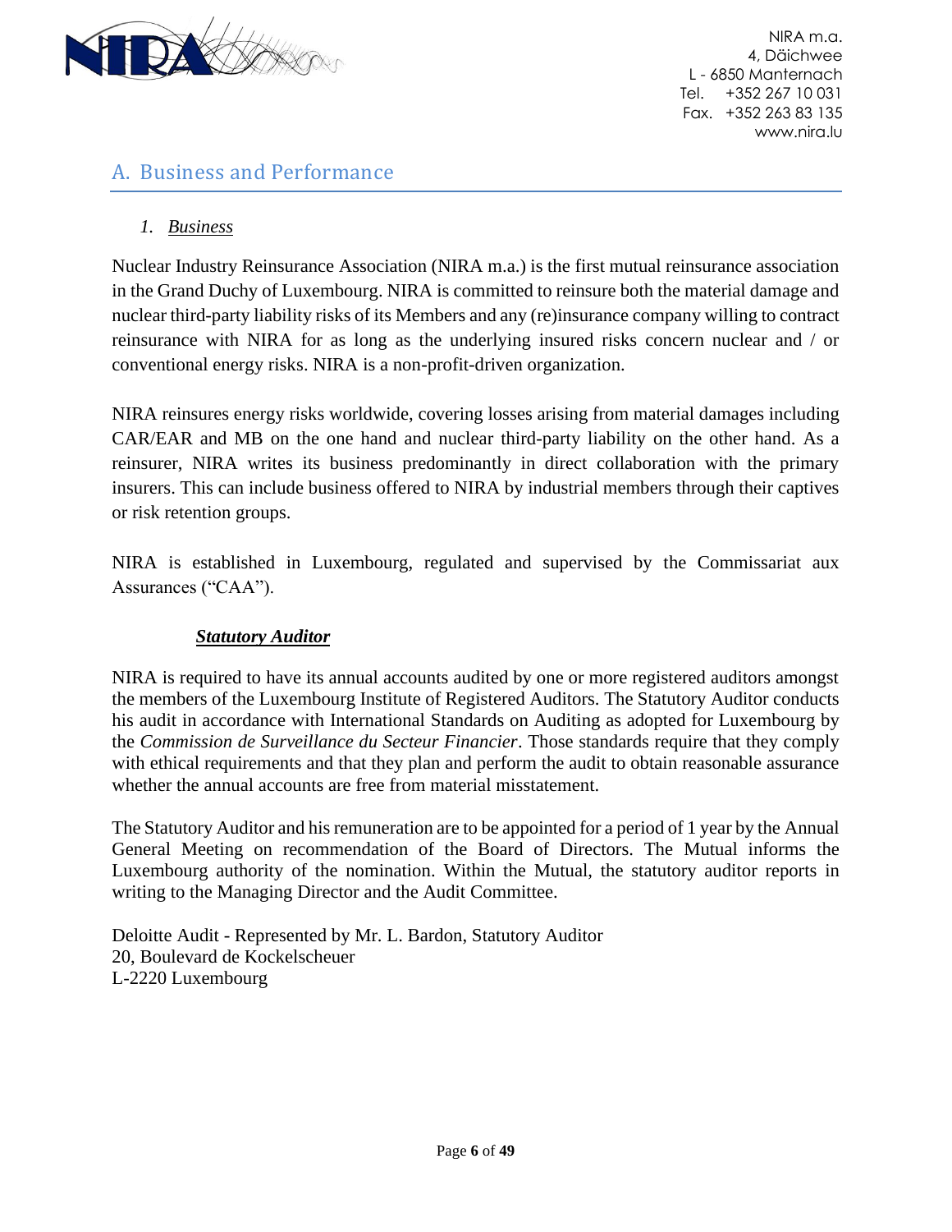## A. Business and Performance

### *1. Business*

Nuclear Industry Reinsurance Association (NIRA m.a.) is the first mutual reinsurance association in the Grand Duchy of Luxembourg. NIRA is committed to reinsure both the material damage and nuclear third-party liability risks of its Members and any (re)insurance company willing to contract reinsurance with NIRA for as long as the underlying insured risks concern nuclear and / or conventional energy risks. NIRA is a non-profit-driven organization.

NIRA reinsures energy risks worldwide, covering losses arising from material damages including CAR/EAR and MB on the one hand and nuclear third-party liability on the other hand. As a reinsurer, NIRA writes its business predominantly in direct collaboration with the primary insurers. This can include business offered to NIRA by industrial members through their captives or risk retention groups.

NIRA is established in Luxembourg, regulated and supervised by the Commissariat aux Assurances ("CAA").

#### ***Statutory Auditor***

NIRA is required to have its annual accounts audited by one or more registered auditors amongst the members of the Luxembourg Institute of Registered Auditors. The Statutory Auditor conducts his audit in accordance with International Standards on Auditing as adopted for Luxembourg by the *Commission de Surveillance du Secteur Financier*. Those standards require that they comply with ethical requirements and that they plan and perform the audit to obtain reasonable assurance whether the annual accounts are free from material misstatement.

The Statutory Auditor and his remuneration are to be appointed for a period of 1 year by the Annual General Meeting on recommendation of the Board of Directors. The Mutual informs the Luxembourg authority of the nomination. Within the Mutual, the statutory auditor reports in writing to the Managing Director and the Audit Committee.

Deloitte Audit - Represented by Mr. L. Bardon, Statutory Auditor
20, Boulevard de Kockelscheuer
L-2220 Luxembourg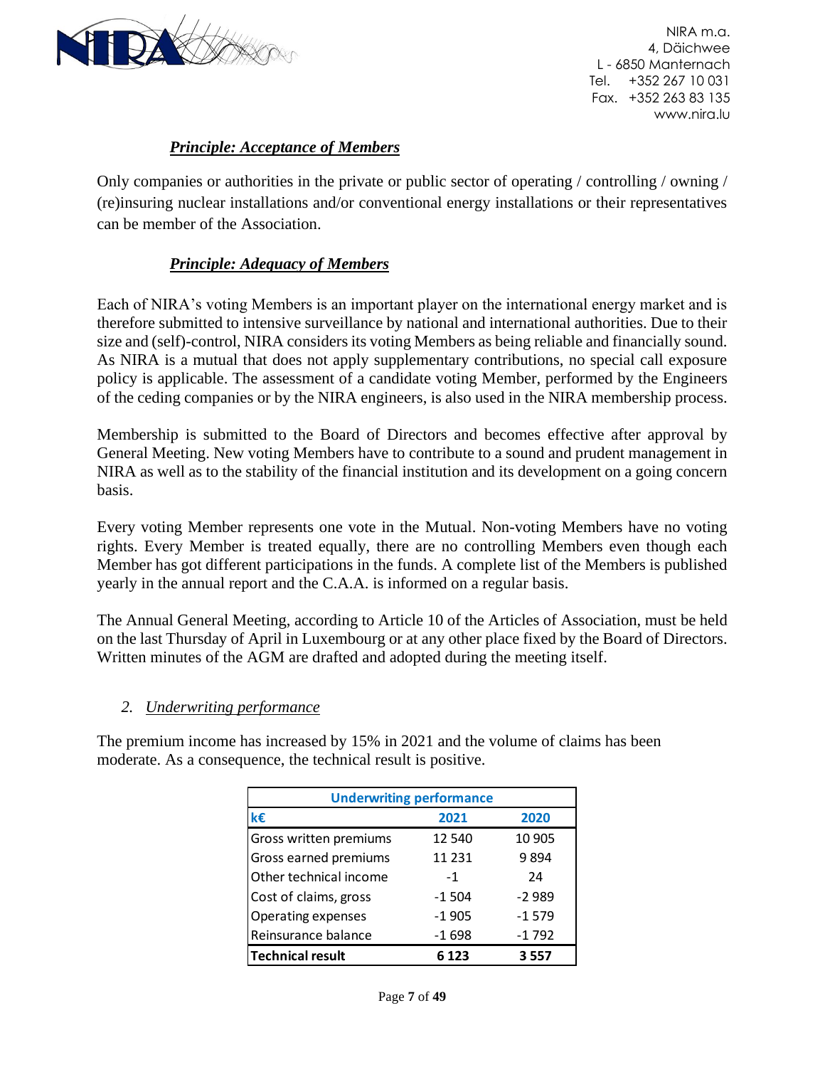### *Principle: Acceptance of Members*

Only companies or authorities in the private or public sector of operating / controlling / owning / (re)insuring nuclear installations and/or conventional energy installations or their representatives can be member of the Association.

### *Principle: Adequacy of Members*

Each of NIRA's voting Members is an important player on the international energy market and is therefore submitted to intensive surveillance by national and international authorities. Due to their size and (self)-control, NIRA considers its voting Members as being reliable and financially sound. As NIRA is a mutual that does not apply supplementary contributions, no special call exposure policy is applicable. The assessment of a candidate voting Member, performed by the Engineers of the ceding companies or by the NIRA engineers, is also used in the NIRA membership process.

Membership is submitted to the Board of Directors and becomes effective after approval by General Meeting. New voting Members have to contribute to a sound and prudent management in NIRA as well as to the stability of the financial institution and its development on a going concern basis.

Every voting Member represents one vote in the Mutual. Non-voting Members have no voting rights. Every Member is treated equally, there are no controlling Members even though each Member has got different participations in the funds. A complete list of the Members is published yearly in the annual report and the C.A.A. is informed on a regular basis.

The Annual General Meeting, according to Article 10 of the Articles of Association, must be held on the last Thursday of April in Luxembourg or at any other place fixed by the Board of Directors. Written minutes of the AGM are drafted and adopted during the meeting itself.

## 2. *Underwriting performance*

The premium income has increased by 15% in 2021 and the volume of claims has been moderate. As a consequence, the technical result is positive.

| Underwriting performance | | |
|---|---|---|
| **k€** | **2021** | **2020** |
| Gross written premiums | 12 540 | 10 905 |
| Gross earned premiums | 11 231 | 9 894 |
| Other technical income | -1 | 24 |
| Cost of claims, gross | -1 504 | -2 989 |
| Operating expenses | -1 905 | -1 579 |
| Reinsurance balance | -1 698 | -1 792 |
| **Technical result** | **6 123** | **3 557** |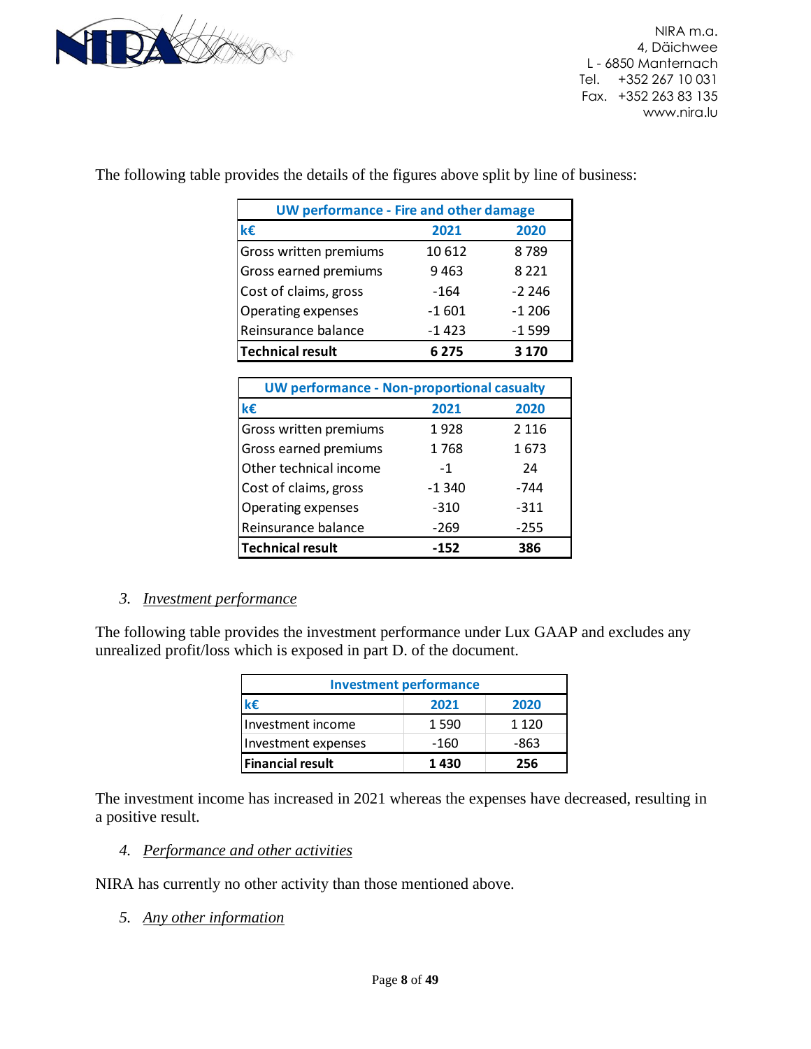The following table provides the details of the figures above split by line of business:

| UW performance - Fire and other damage | | |
|---|---|---|
| **k€** | **2021** | **2020** |
| Gross written premiums | 10 612 | 8 789 |
| Gross earned premiums | 9 463 | 8 221 |
| Cost of claims, gross | -164 | -2 246 |
| Operating expenses | -1 601 | -1 206 |
| Reinsurance balance | -1 423 | -1 599 |
| **Technical result** | **6 275** | **3 170** |

| UW performance - Non-proportional casualty | | |
|---|---|---|
| **k€** | **2021** | **2020** |
| Gross written premiums | 1 928 | 2 116 |
| Gross earned premiums | 1 768 | 1 673 |
| Other technical income | -1 | 24 |
| Cost of claims, gross | -1 340 | -744 |
| Operating expenses | -310 | -311 |
| Reinsurance balance | -269 | -255 |
| **Technical result** | **-152** | **386** |

3. *Investment performance*

The following table provides the investment performance under Lux GAAP and excludes any unrealized profit/loss which is exposed in part D. of the document.

| Investment performance | | |
|---|---|---|
| **k€** | **2021** | **2020** |
| Investment income | 1 590 | 1 120 |
| Investment expenses | -160 | -863 |
| **Financial result** | **1 430** | **256** |

The investment income has increased in 2021 whereas the expenses have decreased, resulting in a positive result.

4. *Performance and other activities*

NIRA has currently no other activity than those mentioned above.

5. *Any other information*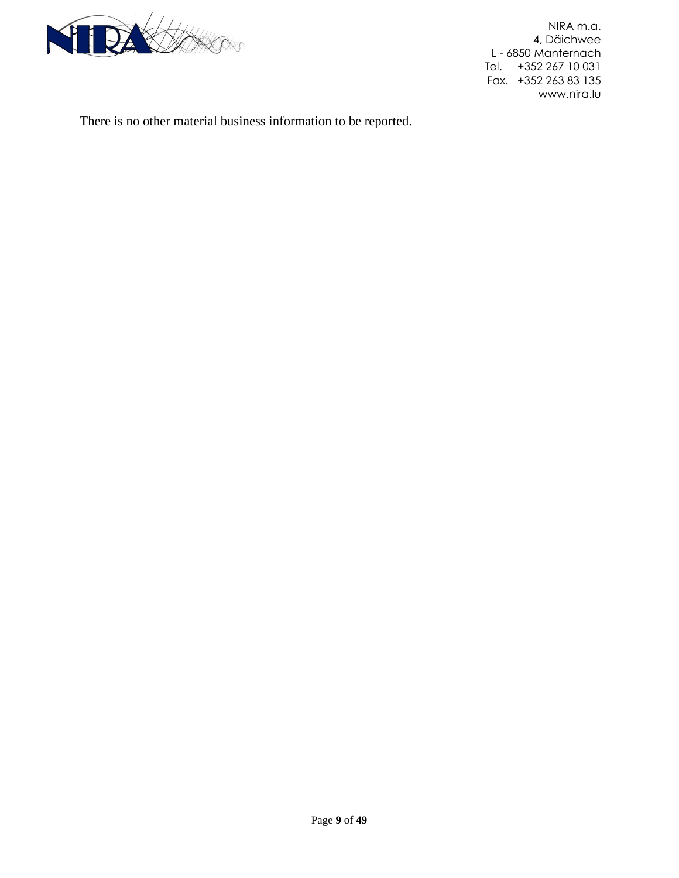There is no other material business information to be reported.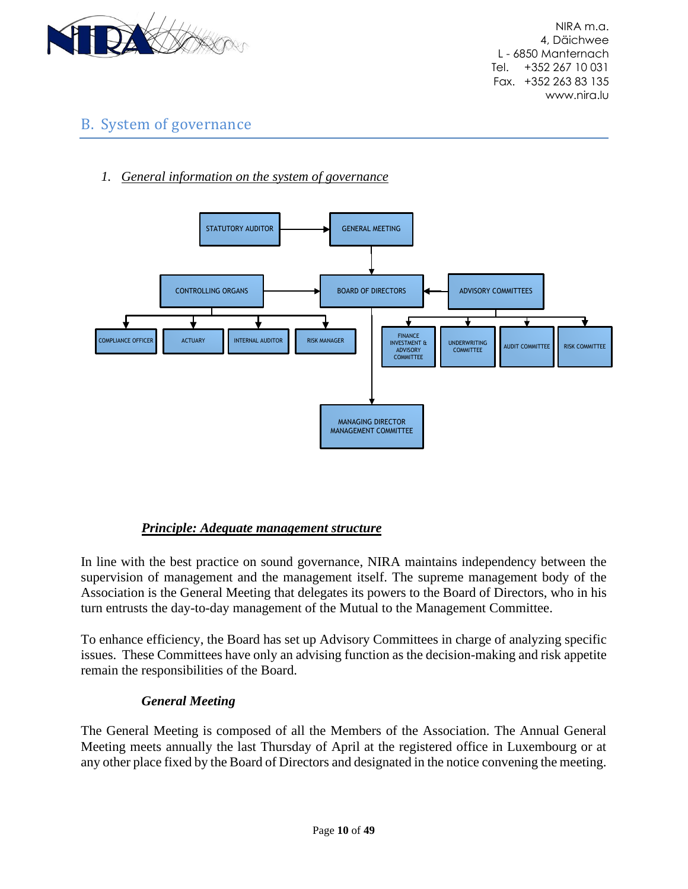## B. System of governance

### 1. *General information on the system of governance*

STATUTORY AUDITOR → GENERAL MEETING

GENERAL MEETING → BOARD OF DIRECTORS

CONTROLLING ORGANS → BOARD OF DIRECTORS ← ADVISORY COMMITTEES

CONTROLLING ORGANS: COMPLIANCE OFFICER, ACTUARY, INTERNAL AUDITOR, RISK MANAGER

ADVISORY COMMITTEES: FINANCE INVESTMENT & ADVISORY COMMITTEE, UNDERWRITING COMMITTEE, AUDIT COMMITTEE, RISK COMMITTEE

BOARD OF DIRECTORS → MANAGING DIRECTOR MANAGEMENT COMMITTEE

#### ***Principle: Adequate management structure***

In line with the best practice on sound governance, NIRA maintains independency between the supervision of management and the management itself. The supreme management body of the Association is the General Meeting that delegates its powers to the Board of Directors, who in his turn entrusts the day-to-day management of the Mutual to the Management Committee.

To enhance efficiency, the Board has set up Advisory Committees in charge of analyzing specific issues. These Committees have only an advising function as the decision-making and risk appetite remain the responsibilities of the Board.

#### ***General Meeting***

The General Meeting is composed of all the Members of the Association. The Annual General Meeting meets annually the last Thursday of April at the registered office in Luxembourg or at any other place fixed by the Board of Directors and designated in the notice convening the meeting.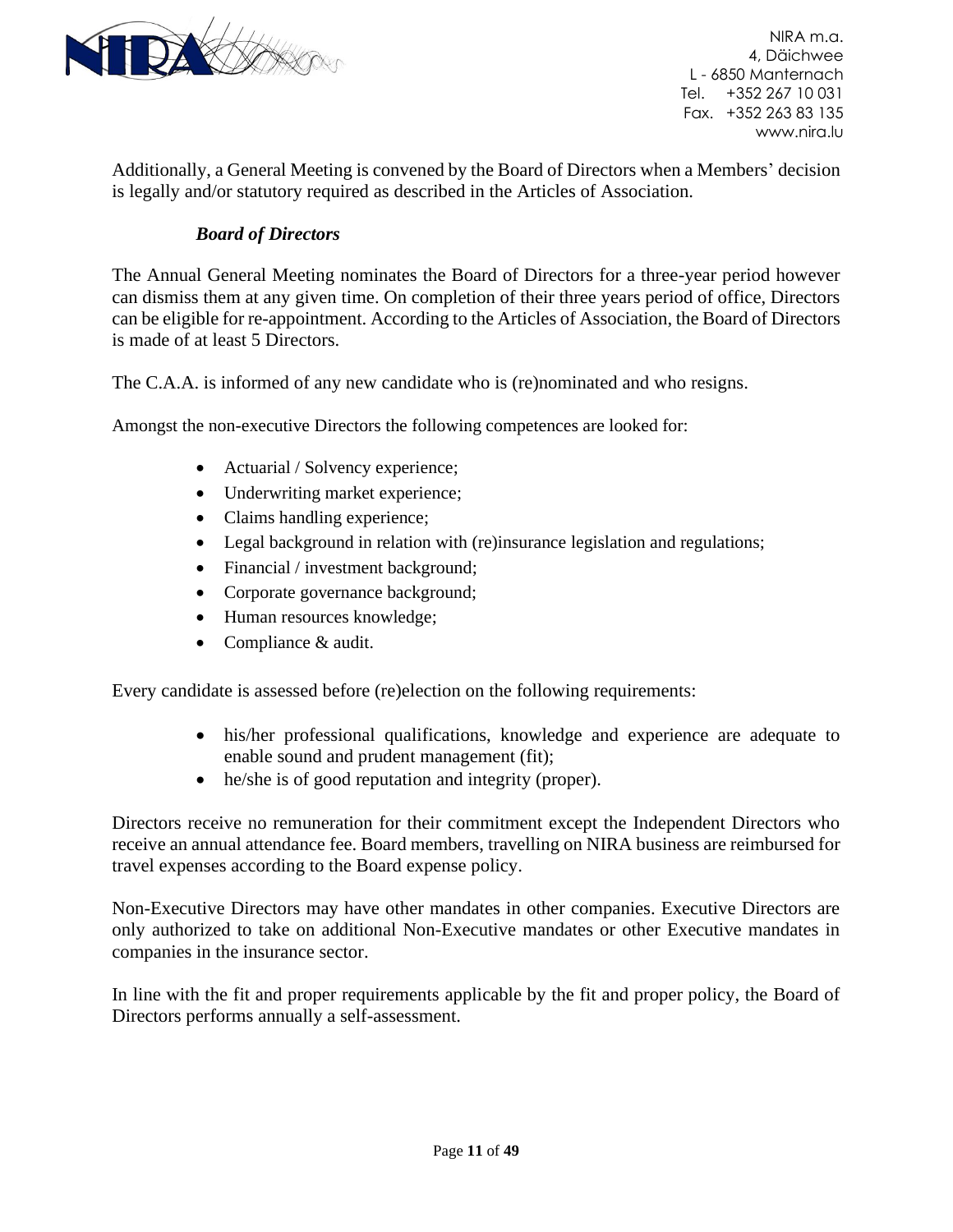Additionally, a General Meeting is convened by the Board of Directors when a Members' decision is legally and/or statutory required as described in the Articles of Association.

***Board of Directors***

The Annual General Meeting nominates the Board of Directors for a three-year period however can dismiss them at any given time. On completion of their three years period of office, Directors can be eligible for re-appointment. According to the Articles of Association, the Board of Directors is made of at least 5 Directors.

The C.A.A. is informed of any new candidate who is (re)nominated and who resigns.

Amongst the non-executive Directors the following competences are looked for:

- Actuarial / Solvency experience;
- Underwriting market experience;
- Claims handling experience;
- Legal background in relation with (re)insurance legislation and regulations;
- Financial / investment background;
- Corporate governance background;
- Human resources knowledge;
- Compliance & audit.

Every candidate is assessed before (re)election on the following requirements:

- his/her professional qualifications, knowledge and experience are adequate to enable sound and prudent management (fit);
- he/she is of good reputation and integrity (proper).

Directors receive no remuneration for their commitment except the Independent Directors who receive an annual attendance fee. Board members, travelling on NIRA business are reimbursed for travel expenses according to the Board expense policy.

Non-Executive Directors may have other mandates in other companies. Executive Directors are only authorized to take on additional Non-Executive mandates or other Executive mandates in companies in the insurance sector.

In line with the fit and proper requirements applicable by the fit and proper policy, the Board of Directors performs annually a self-assessment.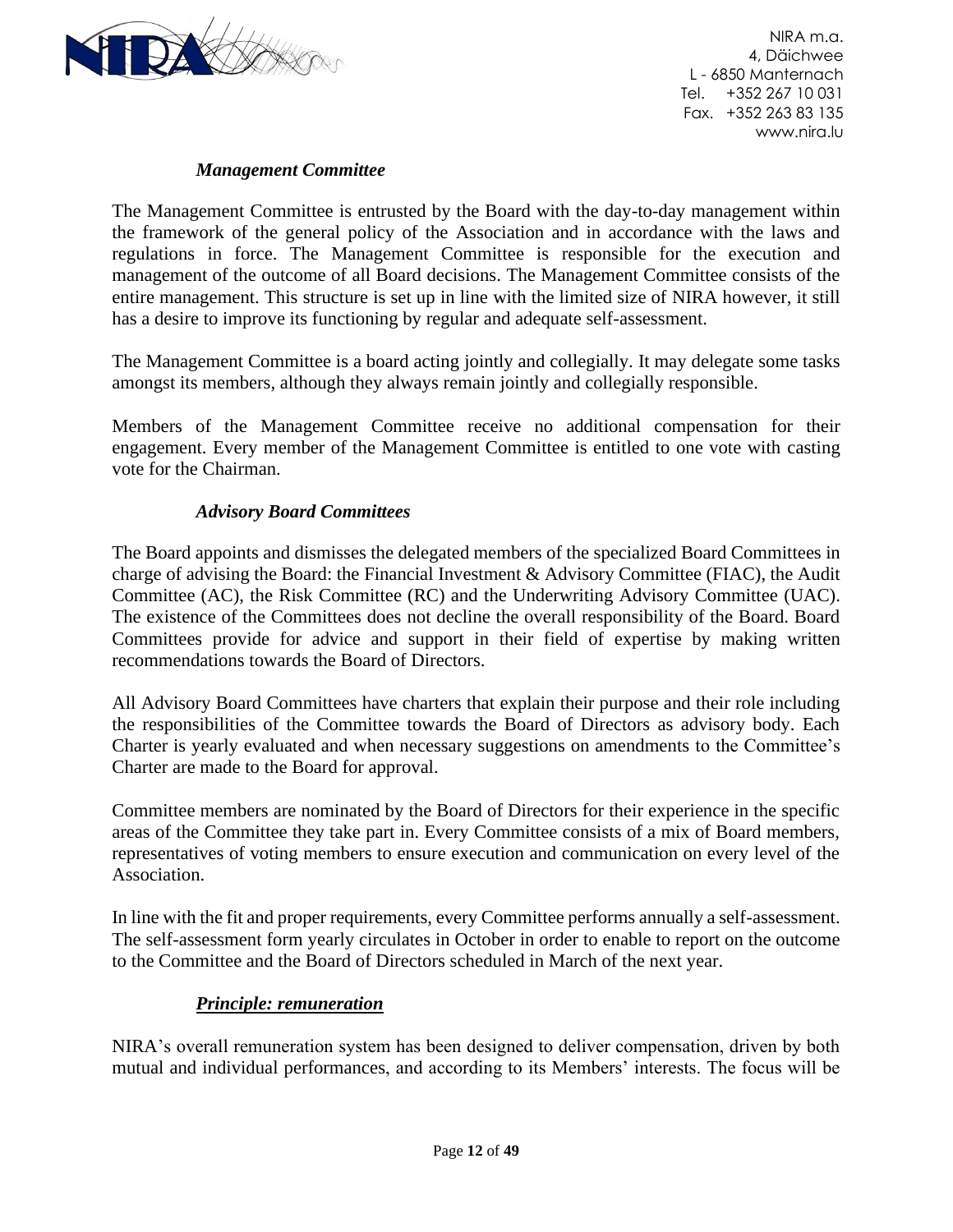*Management Committee*

The Management Committee is entrusted by the Board with the day-to-day management within the framework of the general policy of the Association and in accordance with the laws and regulations in force. The Management Committee is responsible for the execution and management of the outcome of all Board decisions. The Management Committee consists of the entire management. This structure is set up in line with the limited size of NIRA however, it still has a desire to improve its functioning by regular and adequate self-assessment.

The Management Committee is a board acting jointly and collegially. It may delegate some tasks amongst its members, although they always remain jointly and collegially responsible.

Members of the Management Committee receive no additional compensation for their engagement. Every member of the Management Committee is entitled to one vote with casting vote for the Chairman.

*Advisory Board Committees*

The Board appoints and dismisses the delegated members of the specialized Board Committees in charge of advising the Board: the Financial Investment & Advisory Committee (FIAC), the Audit Committee (AC), the Risk Committee (RC) and the Underwriting Advisory Committee (UAC). The existence of the Committees does not decline the overall responsibility of the Board. Board Committees provide for advice and support in their field of expertise by making written recommendations towards the Board of Directors.

All Advisory Board Committees have charters that explain their purpose and their role including the responsibilities of the Committee towards the Board of Directors as advisory body. Each Charter is yearly evaluated and when necessary suggestions on amendments to the Committee's Charter are made to the Board for approval.

Committee members are nominated by the Board of Directors for their experience in the specific areas of the Committee they take part in. Every Committee consists of a mix of Board members, representatives of voting members to ensure execution and communication on every level of the Association.

In line with the fit and proper requirements, every Committee performs annually a self-assessment. The self-assessment form yearly circulates in October in order to enable to report on the outcome to the Committee and the Board of Directors scheduled in March of the next year.

***Principle: remuneration***

NIRA's overall remuneration system has been designed to deliver compensation, driven by both mutual and individual performances, and according to its Members' interests. The focus will be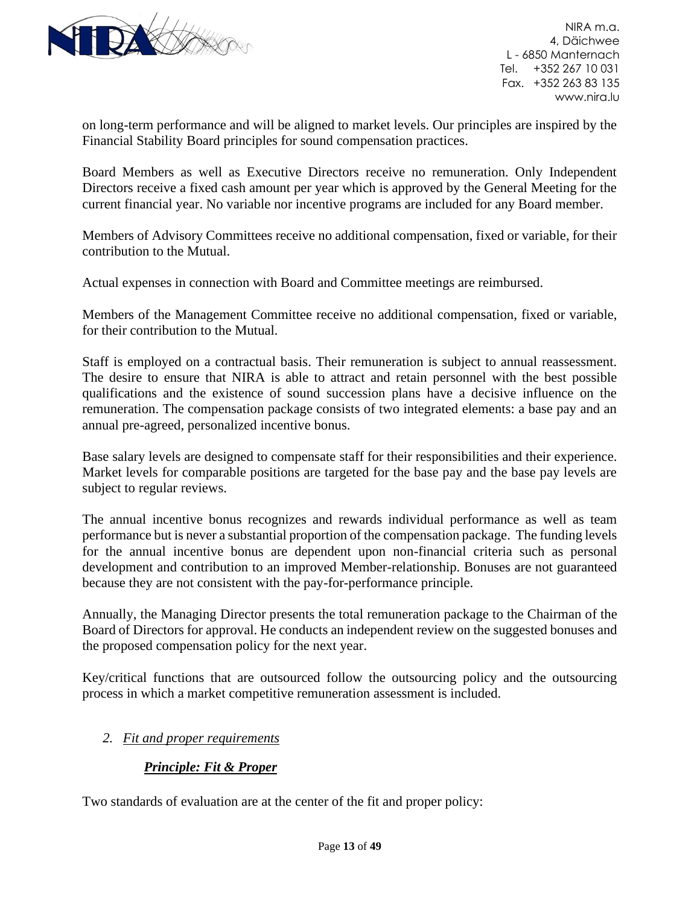on long-term performance and will be aligned to market levels. Our principles are inspired by the Financial Stability Board principles for sound compensation practices.

Board Members as well as Executive Directors receive no remuneration. Only Independent Directors receive a fixed cash amount per year which is approved by the General Meeting for the current financial year. No variable nor incentive programs are included for any Board member.

Members of Advisory Committees receive no additional compensation, fixed or variable, for their contribution to the Mutual.

Actual expenses in connection with Board and Committee meetings are reimbursed.

Members of the Management Committee receive no additional compensation, fixed or variable, for their contribution to the Mutual.

Staff is employed on a contractual basis. Their remuneration is subject to annual reassessment. The desire to ensure that NIRA is able to attract and retain personnel with the best possible qualifications and the existence of sound succession plans have a decisive influence on the remuneration. The compensation package consists of two integrated elements: a base pay and an annual pre-agreed, personalized incentive bonus.

Base salary levels are designed to compensate staff for their responsibilities and their experience. Market levels for comparable positions are targeted for the base pay and the base pay levels are subject to regular reviews.

The annual incentive bonus recognizes and rewards individual performance as well as team performance but is never a substantial proportion of the compensation package. The funding levels for the annual incentive bonus are dependent upon non-financial criteria such as personal development and contribution to an improved Member-relationship. Bonuses are not guaranteed because they are not consistent with the pay-for-performance principle.

Annually, the Managing Director presents the total remuneration package to the Chairman of the Board of Directors for approval. He conducts an independent review on the suggested bonuses and the proposed compensation policy for the next year.

Key/critical functions that are outsourced follow the outsourcing policy and the outsourcing process in which a market competitive remuneration assessment is included.

## 2. *Fit and proper requirements*

### ***Principle: Fit & Proper***

Two standards of evaluation are at the center of the fit and proper policy: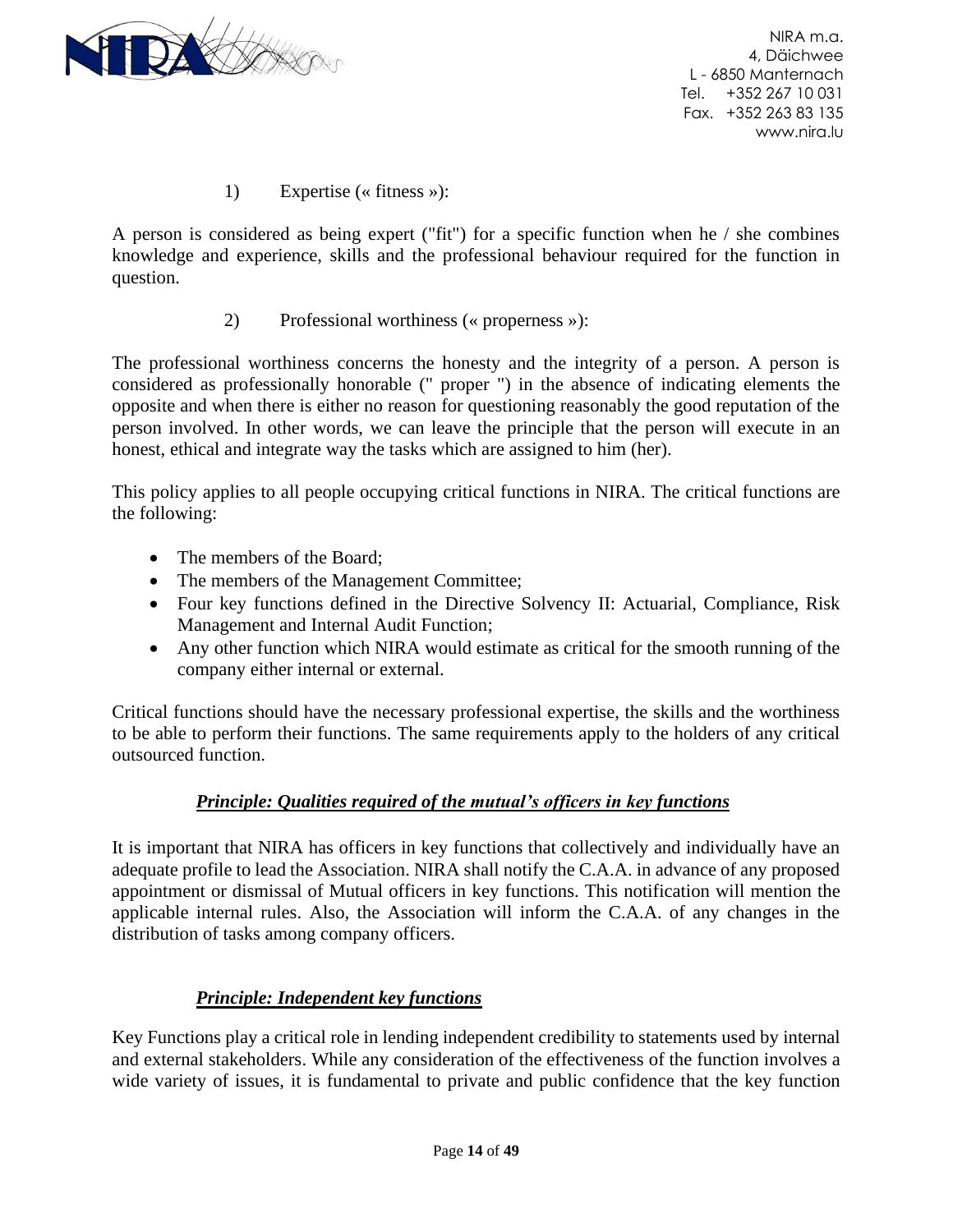1) Expertise (« fitness »):

A person is considered as being expert ("fit") for a specific function when he / she combines knowledge and experience, skills and the professional behaviour required for the function in question.

2) Professional worthiness (« properness »):

The professional worthiness concerns the honesty and the integrity of a person. A person is considered as professionally honorable (" proper ") in the absence of indicating elements the opposite and when there is either no reason for questioning reasonably the good reputation of the person involved. In other words, we can leave the principle that the person will execute in an honest, ethical and integrate way the tasks which are assigned to him (her).

This policy applies to all people occupying critical functions in NIRA. The critical functions are the following:

- The members of the Board;
- The members of the Management Committee;
- Four key functions defined in the Directive Solvency II: Actuarial, Compliance, Risk Management and Internal Audit Function;
- Any other function which NIRA would estimate as critical for the smooth running of the company either internal or external.

Critical functions should have the necessary professional expertise, the skills and the worthiness to be able to perform their functions. The same requirements apply to the holders of any critical outsourced function.

***Principle: Qualities required of the mutual's officers in key functions***

It is important that NIRA has officers in key functions that collectively and individually have an adequate profile to lead the Association. NIRA shall notify the C.A.A. in advance of any proposed appointment or dismissal of Mutual officers in key functions. This notification will mention the applicable internal rules. Also, the Association will inform the C.A.A. of any changes in the distribution of tasks among company officers.

***Principle: Independent key functions***

Key Functions play a critical role in lending independent credibility to statements used by internal and external stakeholders. While any consideration of the effectiveness of the function involves a wide variety of issues, it is fundamental to private and public confidence that the key function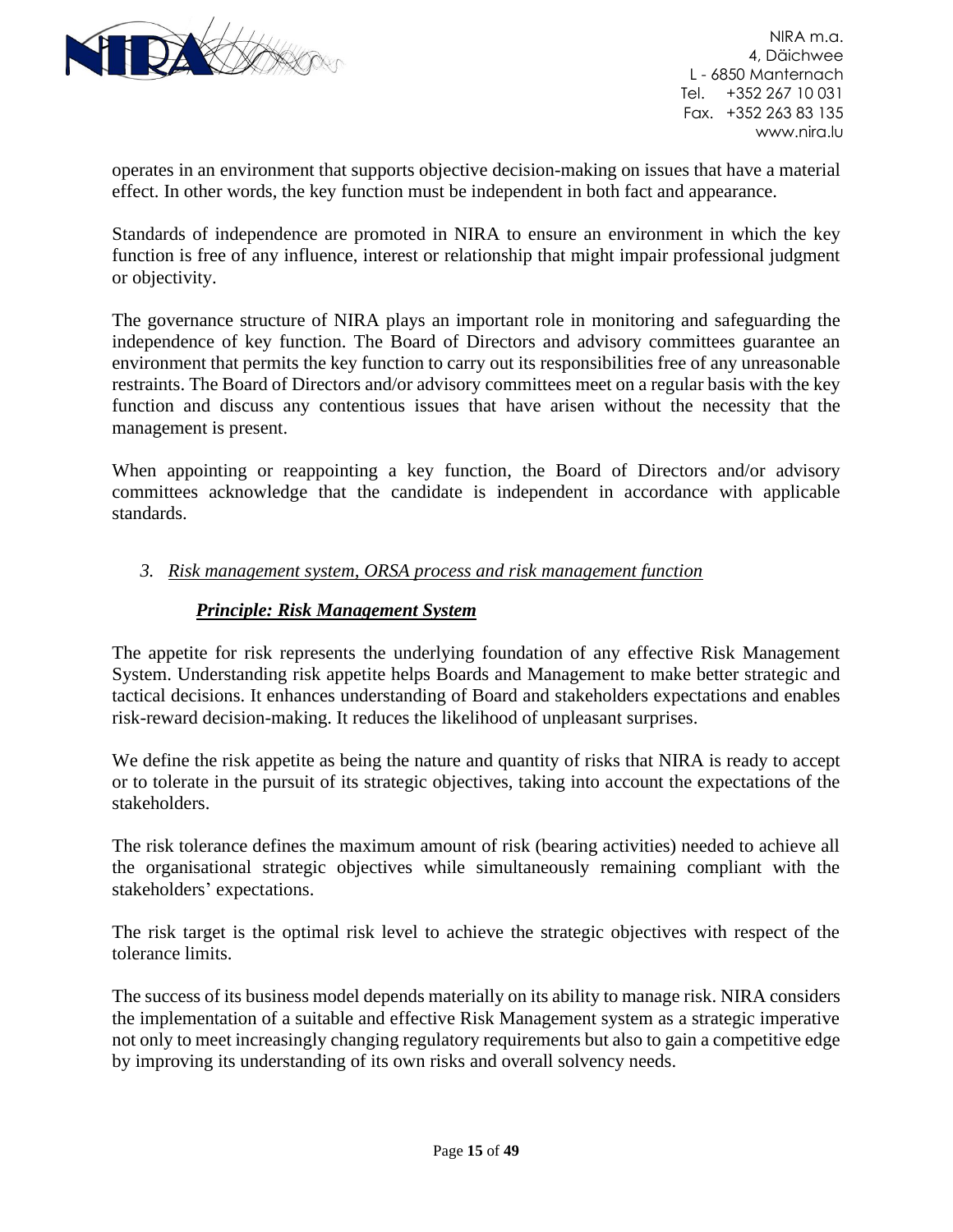operates in an environment that supports objective decision-making on issues that have a material effect. In other words, the key function must be independent in both fact and appearance.

Standards of independence are promoted in NIRA to ensure an environment in which the key function is free of any influence, interest or relationship that might impair professional judgment or objectivity.

The governance structure of NIRA plays an important role in monitoring and safeguarding the independence of key function. The Board of Directors and advisory committees guarantee an environment that permits the key function to carry out its responsibilities free of any unreasonable restraints. The Board of Directors and/or advisory committees meet on a regular basis with the key function and discuss any contentious issues that have arisen without the necessity that the management is present.

When appointing or reappointing a key function, the Board of Directors and/or advisory committees acknowledge that the candidate is independent in accordance with applicable standards.

## *3. Risk management system, ORSA process and risk management function*

### ***Principle: Risk Management System***

The appetite for risk represents the underlying foundation of any effective Risk Management System. Understanding risk appetite helps Boards and Management to make better strategic and tactical decisions. It enhances understanding of Board and stakeholders expectations and enables risk-reward decision-making. It reduces the likelihood of unpleasant surprises.

We define the risk appetite as being the nature and quantity of risks that NIRA is ready to accept or to tolerate in the pursuit of its strategic objectives, taking into account the expectations of the stakeholders.

The risk tolerance defines the maximum amount of risk (bearing activities) needed to achieve all the organisational strategic objectives while simultaneously remaining compliant with the stakeholders' expectations.

The risk target is the optimal risk level to achieve the strategic objectives with respect of the tolerance limits.

The success of its business model depends materially on its ability to manage risk. NIRA considers the implementation of a suitable and effective Risk Management system as a strategic imperative not only to meet increasingly changing regulatory requirements but also to gain a competitive edge by improving its understanding of its own risks and overall solvency needs.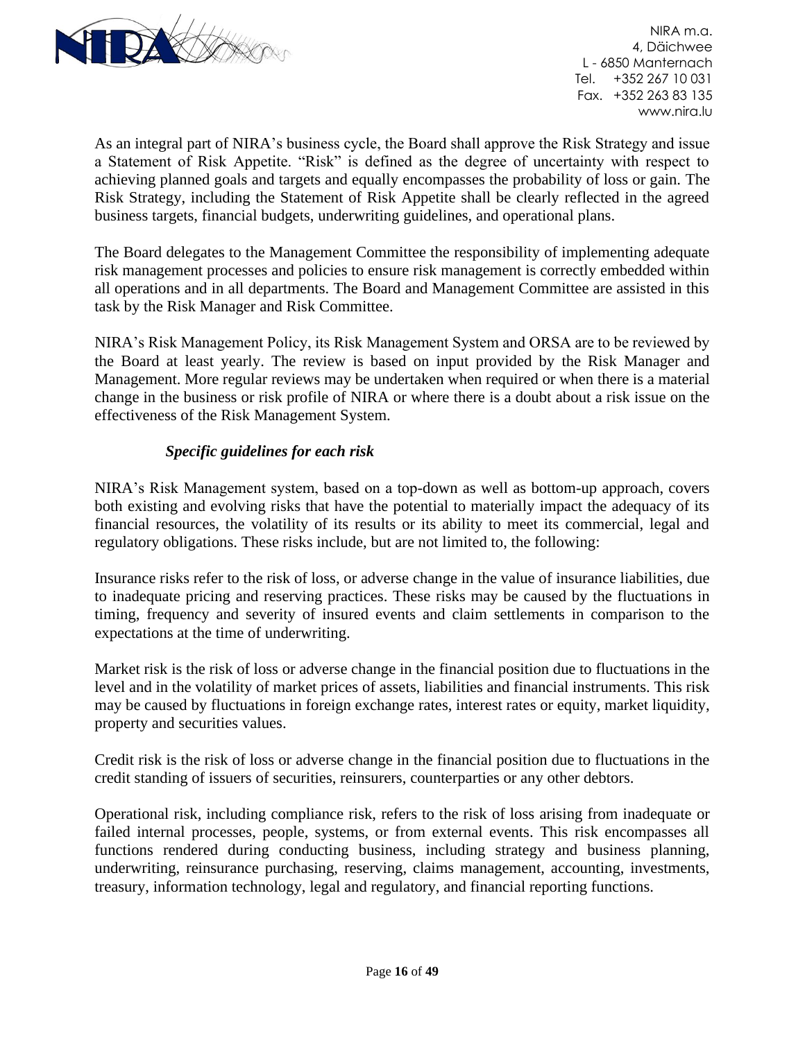As an integral part of NIRA's business cycle, the Board shall approve the Risk Strategy and issue a Statement of Risk Appetite. "Risk" is defined as the degree of uncertainty with respect to achieving planned goals and targets and equally encompasses the probability of loss or gain. The Risk Strategy, including the Statement of Risk Appetite shall be clearly reflected in the agreed business targets, financial budgets, underwriting guidelines, and operational plans.

The Board delegates to the Management Committee the responsibility of implementing adequate risk management processes and policies to ensure risk management is correctly embedded within all operations and in all departments. The Board and Management Committee are assisted in this task by the Risk Manager and Risk Committee.

NIRA's Risk Management Policy, its Risk Management System and ORSA are to be reviewed by the Board at least yearly. The review is based on input provided by the Risk Manager and Management. More regular reviews may be undertaken when required or when there is a material change in the business or risk profile of NIRA or where there is a doubt about a risk issue on the effectiveness of the Risk Management System.

***Specific guidelines for each risk***

NIRA's Risk Management system, based on a top-down as well as bottom-up approach, covers both existing and evolving risks that have the potential to materially impact the adequacy of its financial resources, the volatility of its results or its ability to meet its commercial, legal and regulatory obligations. These risks include, but are not limited to, the following:

Insurance risks refer to the risk of loss, or adverse change in the value of insurance liabilities, due to inadequate pricing and reserving practices. These risks may be caused by the fluctuations in timing, frequency and severity of insured events and claim settlements in comparison to the expectations at the time of underwriting.

Market risk is the risk of loss or adverse change in the financial position due to fluctuations in the level and in the volatility of market prices of assets, liabilities and financial instruments. This risk may be caused by fluctuations in foreign exchange rates, interest rates or equity, market liquidity, property and securities values.

Credit risk is the risk of loss or adverse change in the financial position due to fluctuations in the credit standing of issuers of securities, reinsurers, counterparties or any other debtors.

Operational risk, including compliance risk, refers to the risk of loss arising from inadequate or failed internal processes, people, systems, or from external events. This risk encompasses all functions rendered during conducting business, including strategy and business planning, underwriting, reinsurance purchasing, reserving, claims management, accounting, investments, treasury, information technology, legal and regulatory, and financial reporting functions.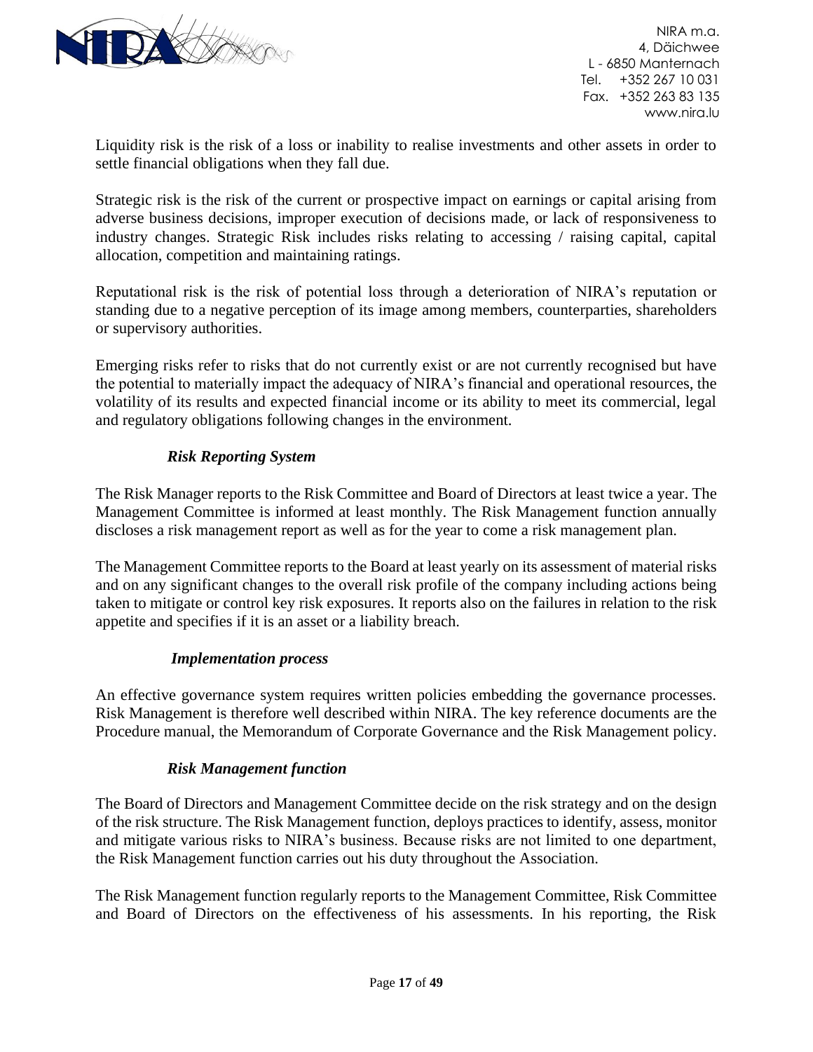Liquidity risk is the risk of a loss or inability to realise investments and other assets in order to settle financial obligations when they fall due.

Strategic risk is the risk of the current or prospective impact on earnings or capital arising from adverse business decisions, improper execution of decisions made, or lack of responsiveness to industry changes. Strategic Risk includes risks relating to accessing / raising capital, capital allocation, competition and maintaining ratings.

Reputational risk is the risk of potential loss through a deterioration of NIRA's reputation or standing due to a negative perception of its image among members, counterparties, shareholders or supervisory authorities.

Emerging risks refer to risks that do not currently exist or are not currently recognised but have the potential to materially impact the adequacy of NIRA's financial and operational resources, the volatility of its results and expected financial income or its ability to meet its commercial, legal and regulatory obligations following changes in the environment.

***Risk Reporting System***

The Risk Manager reports to the Risk Committee and Board of Directors at least twice a year. The Management Committee is informed at least monthly. The Risk Management function annually discloses a risk management report as well as for the year to come a risk management plan.

The Management Committee reports to the Board at least yearly on its assessment of material risks and on any significant changes to the overall risk profile of the company including actions being taken to mitigate or control key risk exposures. It reports also on the failures in relation to the risk appetite and specifies if it is an asset or a liability breach.

***Implementation process***

An effective governance system requires written policies embedding the governance processes. Risk Management is therefore well described within NIRA. The key reference documents are the Procedure manual, the Memorandum of Corporate Governance and the Risk Management policy.

***Risk Management function***

The Board of Directors and Management Committee decide on the risk strategy and on the design of the risk structure. The Risk Management function, deploys practices to identify, assess, monitor and mitigate various risks to NIRA's business. Because risks are not limited to one department, the Risk Management function carries out his duty throughout the Association.

The Risk Management function regularly reports to the Management Committee, Risk Committee and Board of Directors on the effectiveness of his assessments. In his reporting, the Risk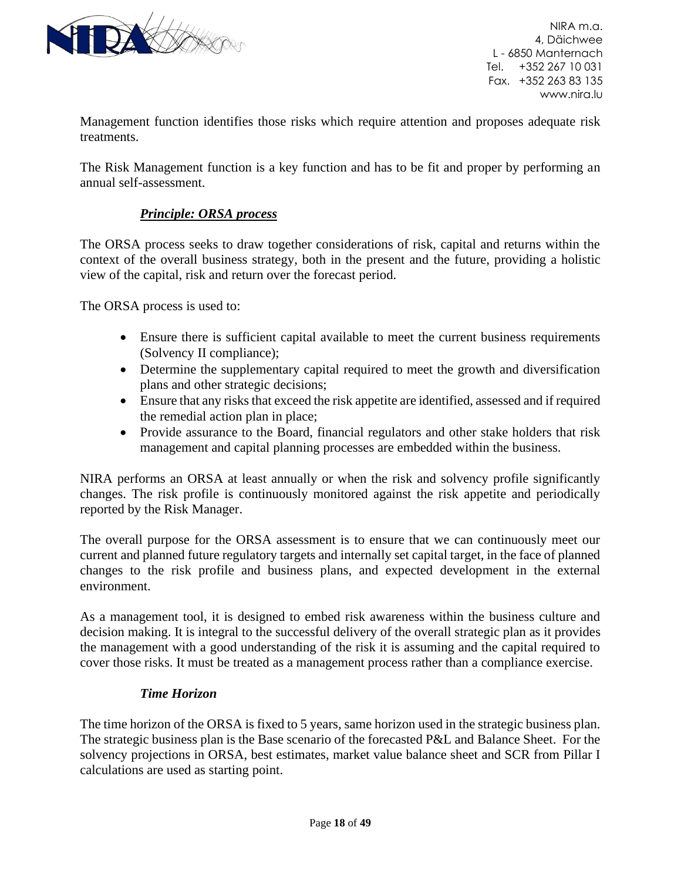Management function identifies those risks which require attention and proposes adequate risk treatments.

The Risk Management function is a key function and has to be fit and proper by performing an annual self-assessment.

### ***Principle: ORSA process***

The ORSA process seeks to draw together considerations of risk, capital and returns within the context of the overall business strategy, both in the present and the future, providing a holistic view of the capital, risk and return over the forecast period.

The ORSA process is used to:

- Ensure there is sufficient capital available to meet the current business requirements (Solvency II compliance);
- Determine the supplementary capital required to meet the growth and diversification plans and other strategic decisions;
- Ensure that any risks that exceed the risk appetite are identified, assessed and if required the remedial action plan in place;
- Provide assurance to the Board, financial regulators and other stake holders that risk management and capital planning processes are embedded within the business.

NIRA performs an ORSA at least annually or when the risk and solvency profile significantly changes. The risk profile is continuously monitored against the risk appetite and periodically reported by the Risk Manager.

The overall purpose for the ORSA assessment is to ensure that we can continuously meet our current and planned future regulatory targets and internally set capital target, in the face of planned changes to the risk profile and business plans, and expected development in the external environment.

As a management tool, it is designed to embed risk awareness within the business culture and decision making. It is integral to the successful delivery of the overall strategic plan as it provides the management with a good understanding of the risk it is assuming and the capital required to cover those risks. It must be treated as a management process rather than a compliance exercise.

#### ***Time Horizon***

The time horizon of the ORSA is fixed to 5 years, same horizon used in the strategic business plan. The strategic business plan is the Base scenario of the forecasted P&L and Balance Sheet. For the solvency projections in ORSA, best estimates, market value balance sheet and SCR from Pillar I calculations are used as starting point.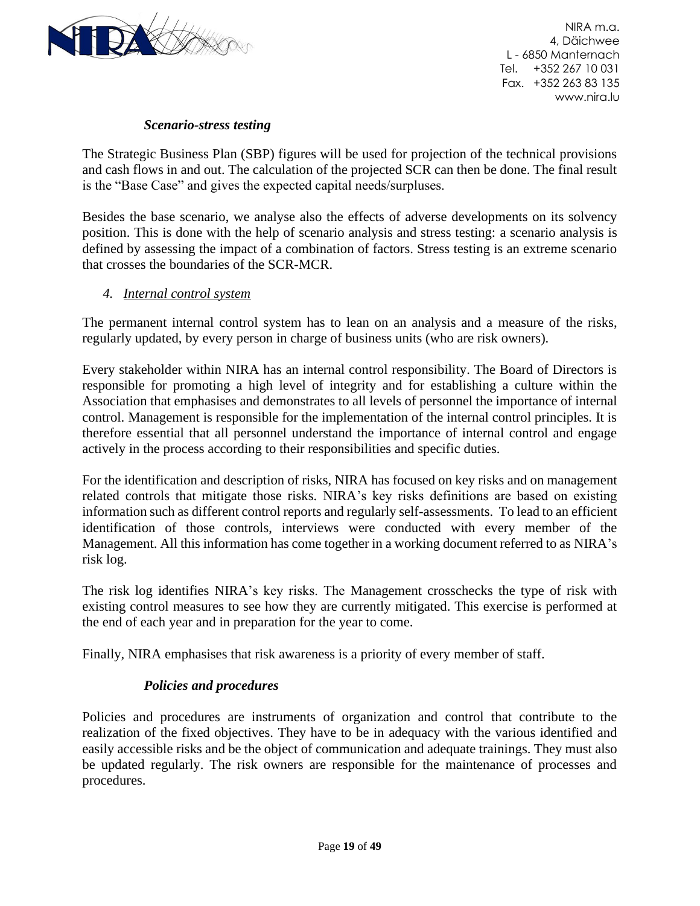### *Scenario-stress testing*

The Strategic Business Plan (SBP) figures will be used for projection of the technical provisions and cash flows in and out. The calculation of the projected SCR can then be done. The final result is the "Base Case" and gives the expected capital needs/surpluses.

Besides the base scenario, we analyse also the effects of adverse developments on its solvency position. This is done with the help of scenario analysis and stress testing: a scenario analysis is defined by assessing the impact of a combination of factors. Stress testing is an extreme scenario that crosses the boundaries of the SCR-MCR.

## *4. Internal control system*

The permanent internal control system has to lean on an analysis and a measure of the risks, regularly updated, by every person in charge of business units (who are risk owners).

Every stakeholder within NIRA has an internal control responsibility. The Board of Directors is responsible for promoting a high level of integrity and for establishing a culture within the Association that emphasises and demonstrates to all levels of personnel the importance of internal control. Management is responsible for the implementation of the internal control principles. It is therefore essential that all personnel understand the importance of internal control and engage actively in the process according to their responsibilities and specific duties.

For the identification and description of risks, NIRA has focused on key risks and on management related controls that mitigate those risks. NIRA's key risks definitions are based on existing information such as different control reports and regularly self-assessments. To lead to an efficient identification of those controls, interviews were conducted with every member of the Management. All this information has come together in a working document referred to as NIRA's risk log.

The risk log identifies NIRA's key risks. The Management crosschecks the type of risk with existing control measures to see how they are currently mitigated. This exercise is performed at the end of each year and in preparation for the year to come.

Finally, NIRA emphasises that risk awareness is a priority of every member of staff.

### *Policies and procedures*

Policies and procedures are instruments of organization and control that contribute to the realization of the fixed objectives. They have to be in adequacy with the various identified and easily accessible risks and be the object of communication and adequate trainings. They must also be updated regularly. The risk owners are responsible for the maintenance of processes and procedures.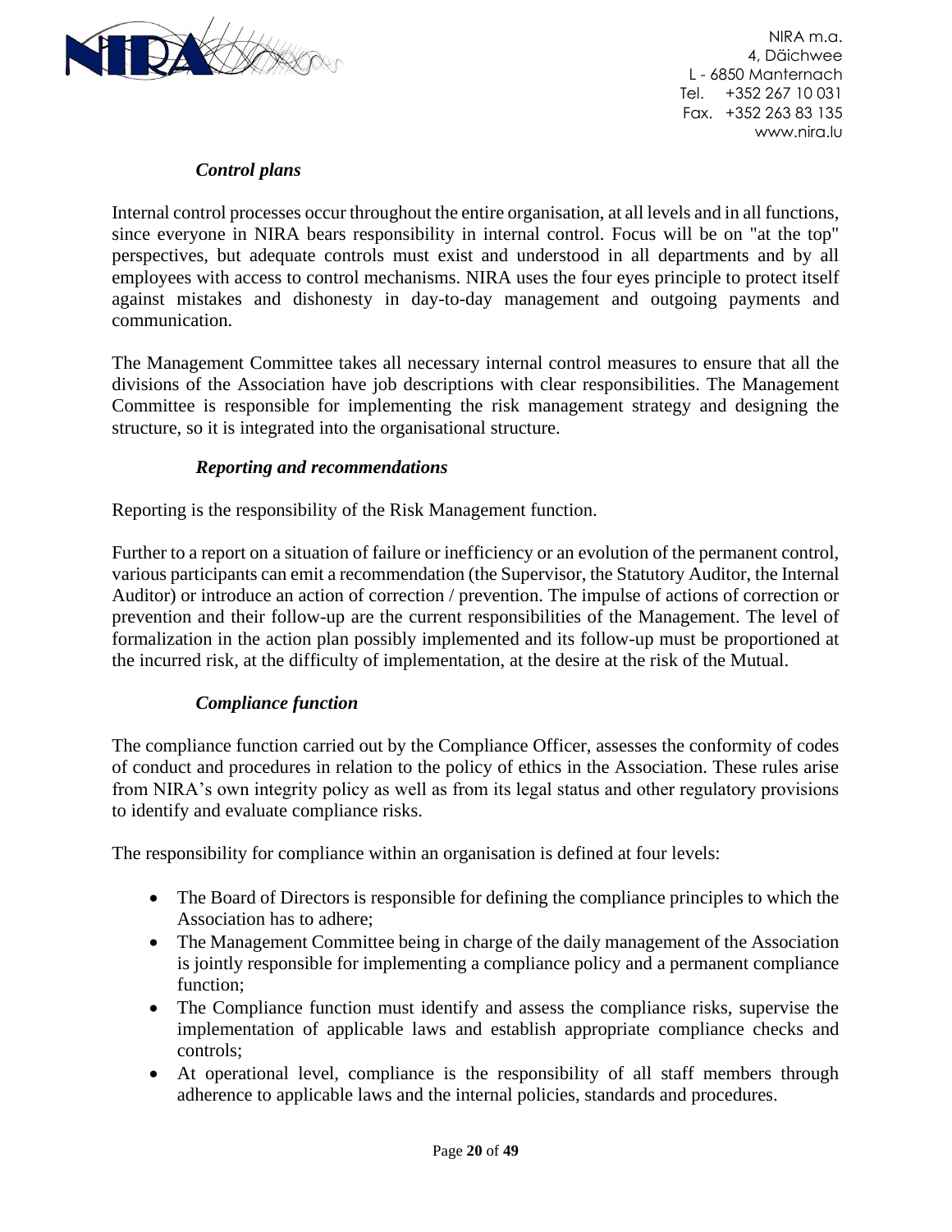### *Control plans*

Internal control processes occur throughout the entire organisation, at all levels and in all functions, since everyone in NIRA bears responsibility in internal control. Focus will be on "at the top" perspectives, but adequate controls must exist and understood in all departments and by all employees with access to control mechanisms. NIRA uses the four eyes principle to protect itself against mistakes and dishonesty in day-to-day management and outgoing payments and communication.

The Management Committee takes all necessary internal control measures to ensure that all the divisions of the Association have job descriptions with clear responsibilities. The Management Committee is responsible for implementing the risk management strategy and designing the structure, so it is integrated into the organisational structure.

### *Reporting and recommendations*

Reporting is the responsibility of the Risk Management function.

Further to a report on a situation of failure or inefficiency or an evolution of the permanent control, various participants can emit a recommendation (the Supervisor, the Statutory Auditor, the Internal Auditor) or introduce an action of correction / prevention. The impulse of actions of correction or prevention and their follow-up are the current responsibilities of the Management. The level of formalization in the action plan possibly implemented and its follow-up must be proportioned at the incurred risk, at the difficulty of implementation, at the desire at the risk of the Mutual.

### *Compliance function*

The compliance function carried out by the Compliance Officer, assesses the conformity of codes of conduct and procedures in relation to the policy of ethics in the Association. These rules arise from NIRA's own integrity policy as well as from its legal status and other regulatory provisions to identify and evaluate compliance risks.

The responsibility for compliance within an organisation is defined at four levels:

- The Board of Directors is responsible for defining the compliance principles to which the Association has to adhere;
- The Management Committee being in charge of the daily management of the Association is jointly responsible for implementing a compliance policy and a permanent compliance function;
- The Compliance function must identify and assess the compliance risks, supervise the implementation of applicable laws and establish appropriate compliance checks and controls;
- At operational level, compliance is the responsibility of all staff members through adherence to applicable laws and the internal policies, standards and procedures.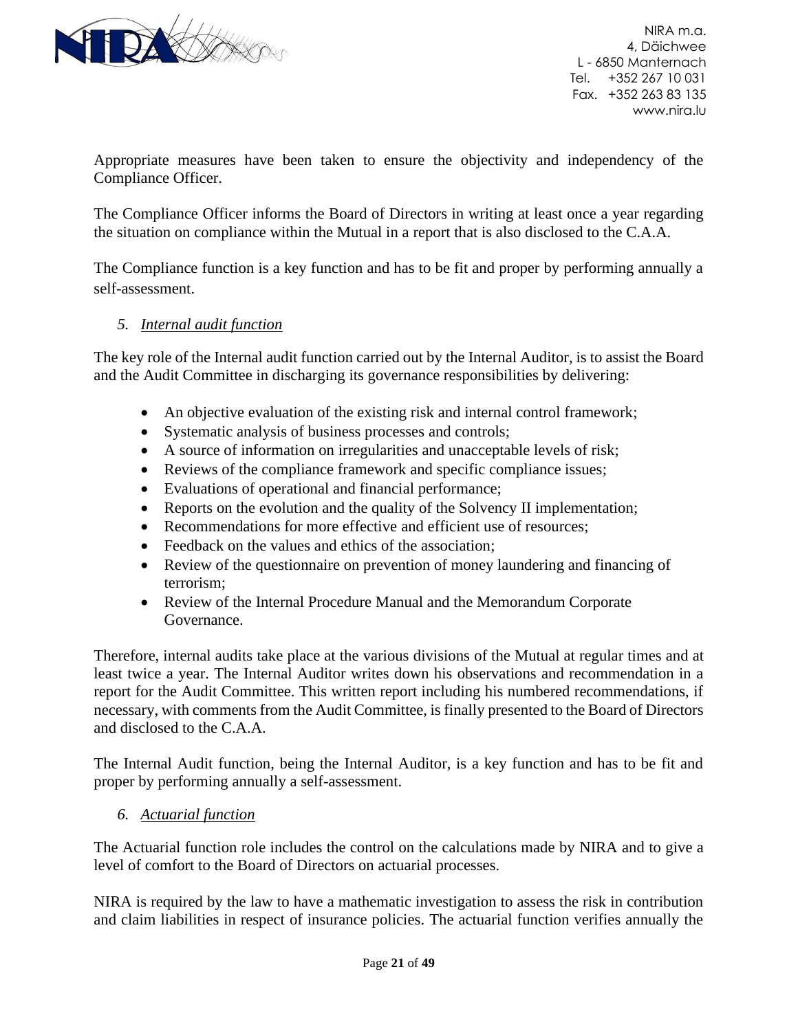Appropriate measures have been taken to ensure the objectivity and independency of the Compliance Officer.

The Compliance Officer informs the Board of Directors in writing at least once a year regarding the situation on compliance within the Mutual in a report that is also disclosed to the C.A.A.

The Compliance function is a key function and has to be fit and proper by performing annually a self-assessment.

### 5. *Internal audit function*

The key role of the Internal audit function carried out by the Internal Auditor, is to assist the Board and the Audit Committee in discharging its governance responsibilities by delivering:

- An objective evaluation of the existing risk and internal control framework;
- Systematic analysis of business processes and controls;
- A source of information on irregularities and unacceptable levels of risk;
- Reviews of the compliance framework and specific compliance issues;
- Evaluations of operational and financial performance;
- Reports on the evolution and the quality of the Solvency II implementation;
- Recommendations for more effective and efficient use of resources;
- Feedback on the values and ethics of the association;
- Review of the questionnaire on prevention of money laundering and financing of terrorism;
- Review of the Internal Procedure Manual and the Memorandum Corporate Governance.

Therefore, internal audits take place at the various divisions of the Mutual at regular times and at least twice a year. The Internal Auditor writes down his observations and recommendation in a report for the Audit Committee. This written report including his numbered recommendations, if necessary, with comments from the Audit Committee, is finally presented to the Board of Directors and disclosed to the C.A.A.

The Internal Audit function, being the Internal Auditor, is a key function and has to be fit and proper by performing annually a self-assessment.

### 6. *Actuarial function*

The Actuarial function role includes the control on the calculations made by NIRA and to give a level of comfort to the Board of Directors on actuarial processes.

NIRA is required by the law to have a mathematic investigation to assess the risk in contribution and claim liabilities in respect of insurance policies. The actuarial function verifies annually the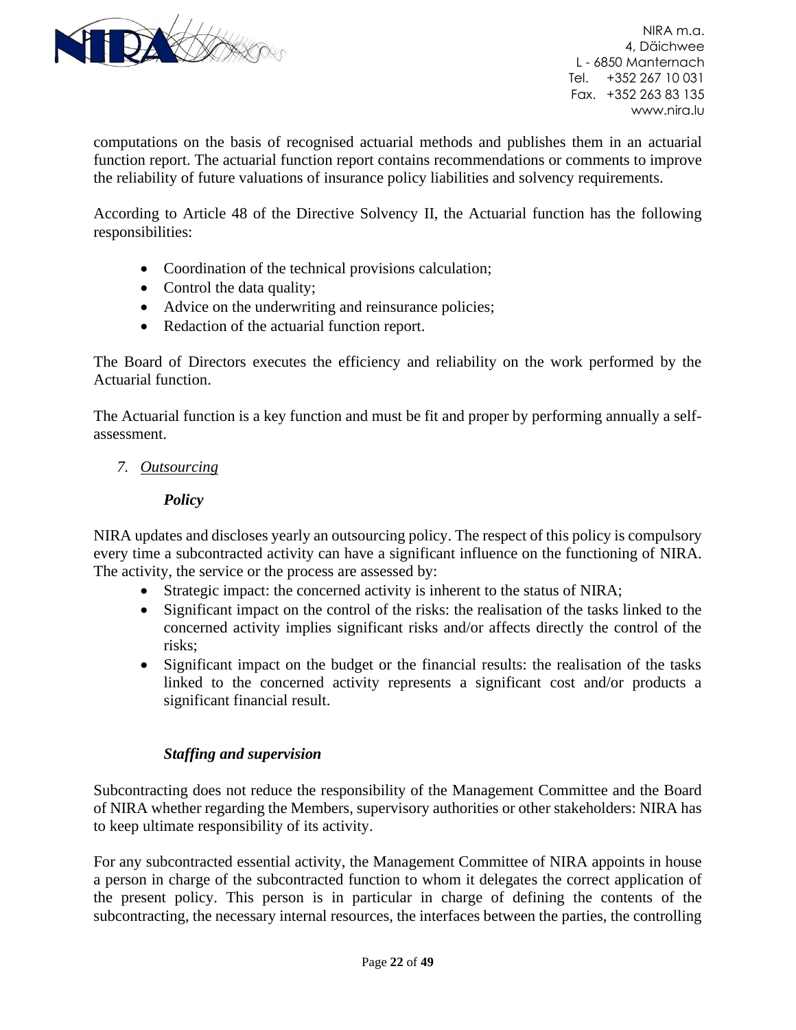computations on the basis of recognised actuarial methods and publishes them in an actuarial function report. The actuarial function report contains recommendations or comments to improve the reliability of future valuations of insurance policy liabilities and solvency requirements.

According to Article 48 of the Directive Solvency II, the Actuarial function has the following responsibilities:

- Coordination of the technical provisions calculation;
- Control the data quality;
- Advice on the underwriting and reinsurance policies;
- Redaction of the actuarial function report.

The Board of Directors executes the efficiency and reliability on the work performed by the Actuarial function.

The Actuarial function is a key function and must be fit and proper by performing annually a self-assessment.

## 7. Outsourcing

### *Policy*

NIRA updates and discloses yearly an outsourcing policy. The respect of this policy is compulsory every time a subcontracted activity can have a significant influence on the functioning of NIRA. The activity, the service or the process are assessed by:

- Strategic impact: the concerned activity is inherent to the status of NIRA;
- Significant impact on the control of the risks: the realisation of the tasks linked to the concerned activity implies significant risks and/or affects directly the control of the risks;
- Significant impact on the budget or the financial results: the realisation of the tasks linked to the concerned activity represents a significant cost and/or products a significant financial result.

### *Staffing and supervision*

Subcontracting does not reduce the responsibility of the Management Committee and the Board of NIRA whether regarding the Members, supervisory authorities or other stakeholders: NIRA has to keep ultimate responsibility of its activity.

For any subcontracted essential activity, the Management Committee of NIRA appoints in house a person in charge of the subcontracted function to whom it delegates the correct application of the present policy. This person is in particular in charge of defining the contents of the subcontracting, the necessary internal resources, the interfaces between the parties, the controlling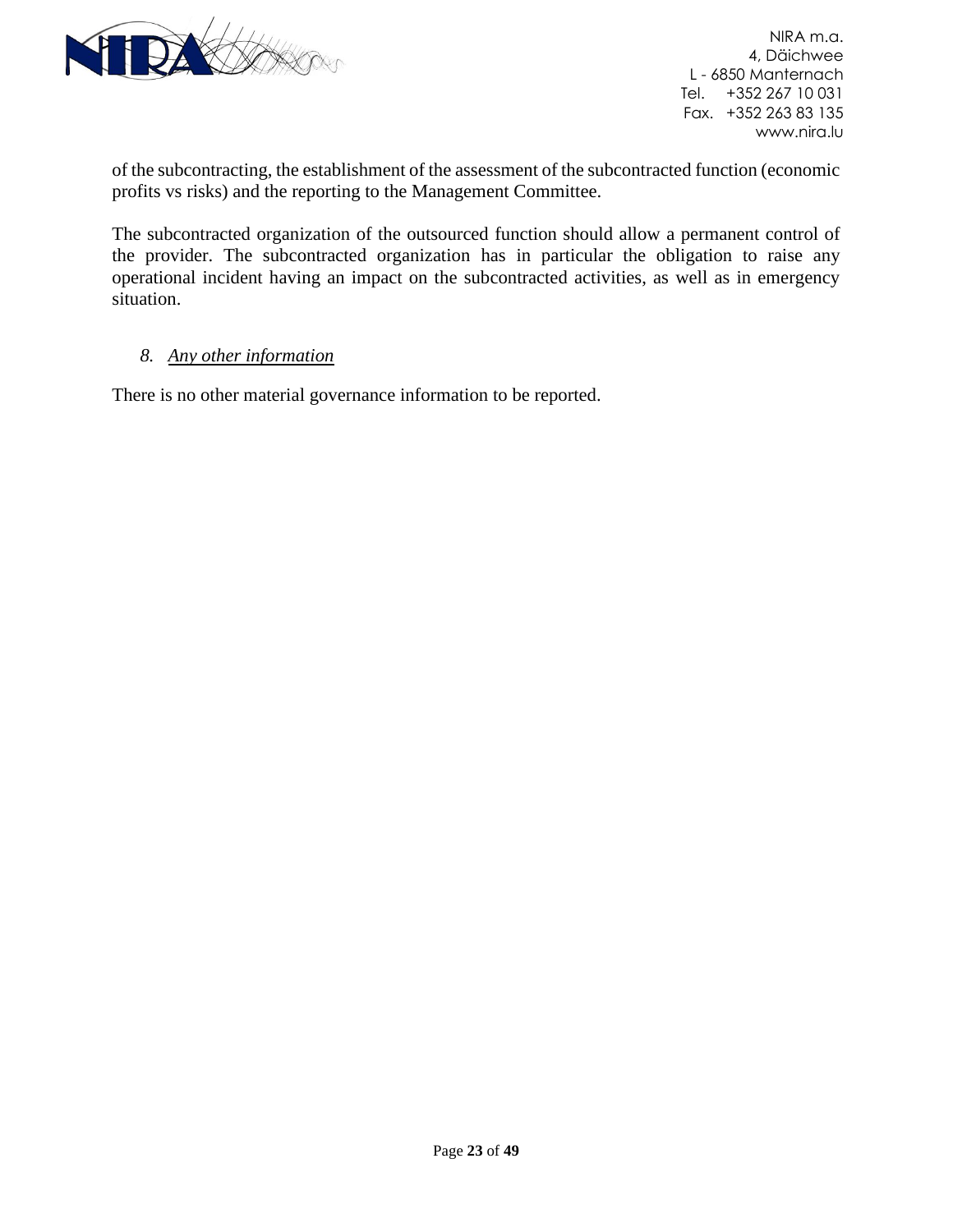of the subcontracting, the establishment of the assessment of the subcontracted function (economic profits vs risks) and the reporting to the Management Committee.

The subcontracted organization of the outsourced function should allow a permanent control of the provider. The subcontracted organization has in particular the obligation to raise any operational incident having an impact on the subcontracted activities, as well as in emergency situation.

### *8. Any other information*

There is no other material governance information to be reported.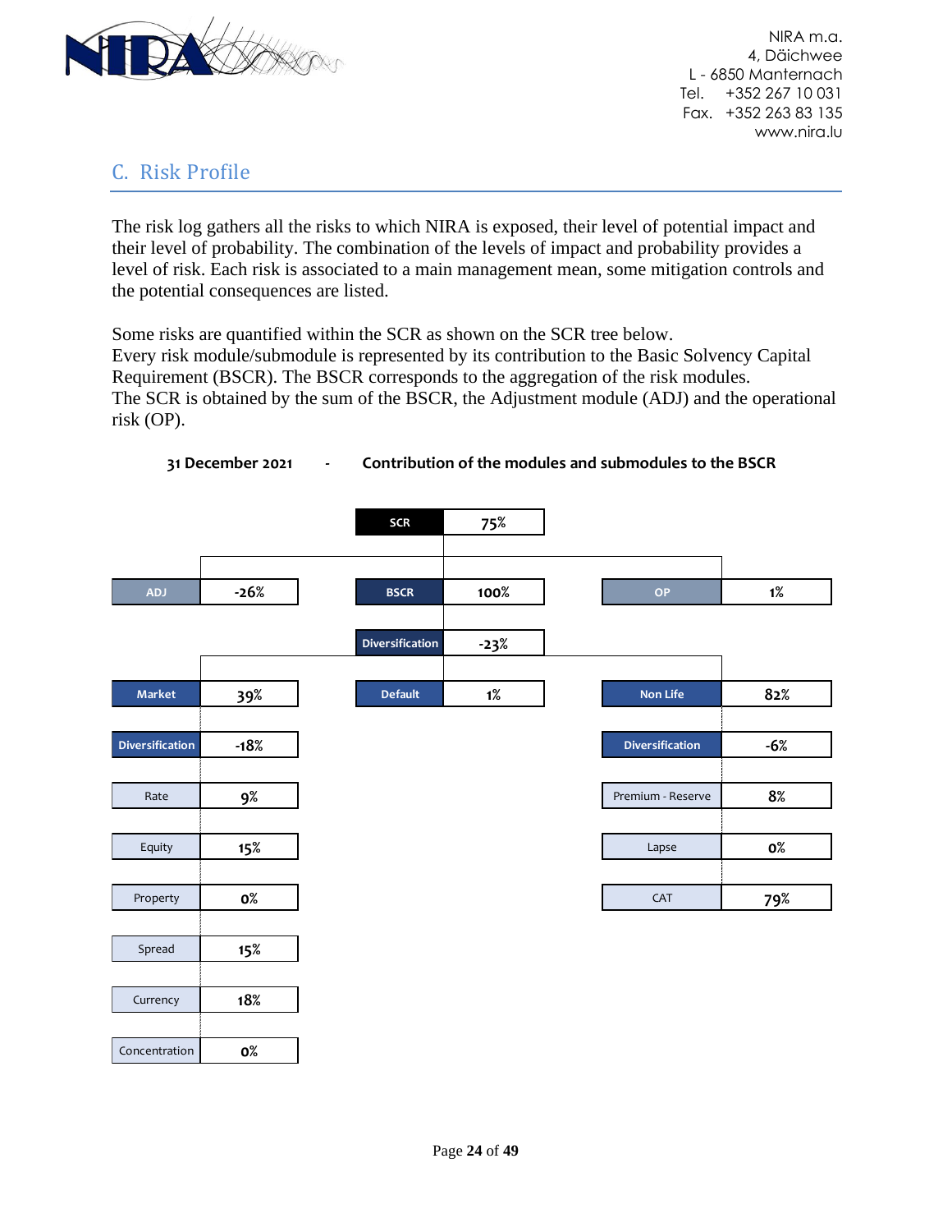## C. Risk Profile

The risk log gathers all the risks to which NIRA is exposed, their level of potential impact and their level of probability. The combination of the levels of impact and probability provides a level of risk. Each risk is associated to a main management mean, some mitigation controls and the potential consequences are listed.

Some risks are quantified within the SCR as shown on the SCR tree below.
Every risk module/submodule is represented by its contribution to the Basic Solvency Capital Requirement (BSCR). The BSCR corresponds to the aggregation of the risk modules.
The SCR is obtained by the sum of the BSCR, the Adjustment module (ADJ) and the operational risk (OP).

**31 December 2021 - Contribution of the modules and submodules to the BSCR**

| Module | Contribution |
|---|---|
| SCR | 75% |
| ADJ | -26% |
| BSCR | 100% |
| OP | 1% |
| Diversification | -23% |
| Market | 39% |
| Diversification | -18% |
| Rate | 9% |
| Equity | 15% |
| Property | 0% |
| Spread | 15% |
| Currency | 18% |
| Concentration | 0% |
| Default | 1% |
| Non Life | 82% |
| Diversification | -6% |
| Premium - Reserve | 8% |
| Lapse | 0% |
| CAT | 79% |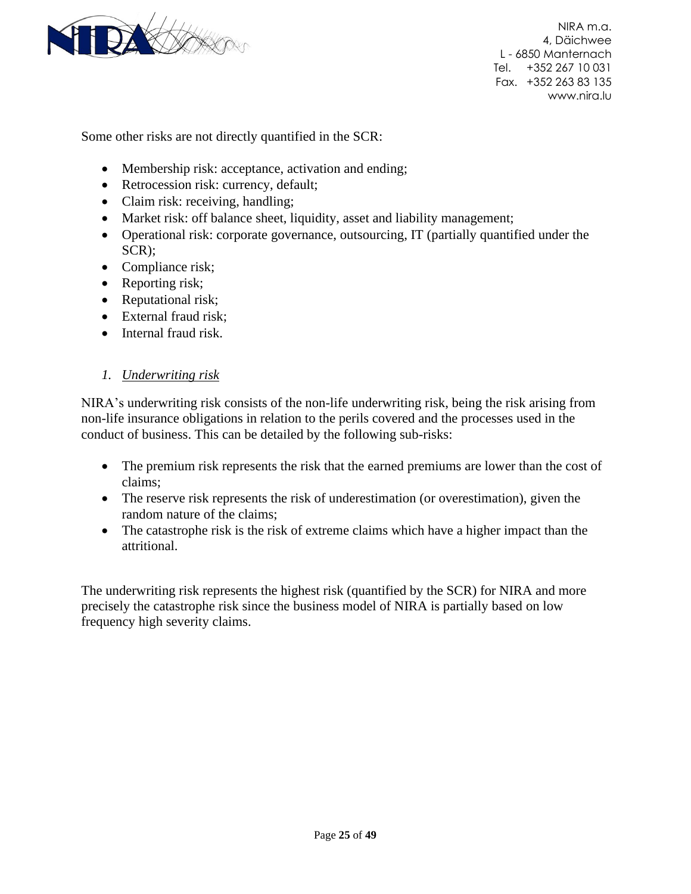Some other risks are not directly quantified in the SCR:

- Membership risk: acceptance, activation and ending;
- Retrocession risk: currency, default;
- Claim risk: receiving, handling;
- Market risk: off balance sheet, liquidity, asset and liability management;
- Operational risk: corporate governance, outsourcing, IT (partially quantified under the SCR);
- Compliance risk;
- Reporting risk;
- Reputational risk;
- External fraud risk;
- Internal fraud risk.

1. *Underwriting risk*

NIRA's underwriting risk consists of the non-life underwriting risk, being the risk arising from non-life insurance obligations in relation to the perils covered and the processes used in the conduct of business. This can be detailed by the following sub-risks:

- The premium risk represents the risk that the earned premiums are lower than the cost of claims;
- The reserve risk represents the risk of underestimation (or overestimation), given the random nature of the claims;
- The catastrophe risk is the risk of extreme claims which have a higher impact than the attritional.

The underwriting risk represents the highest risk (quantified by the SCR) for NIRA and more precisely the catastrophe risk since the business model of NIRA is partially based on low frequency high severity claims.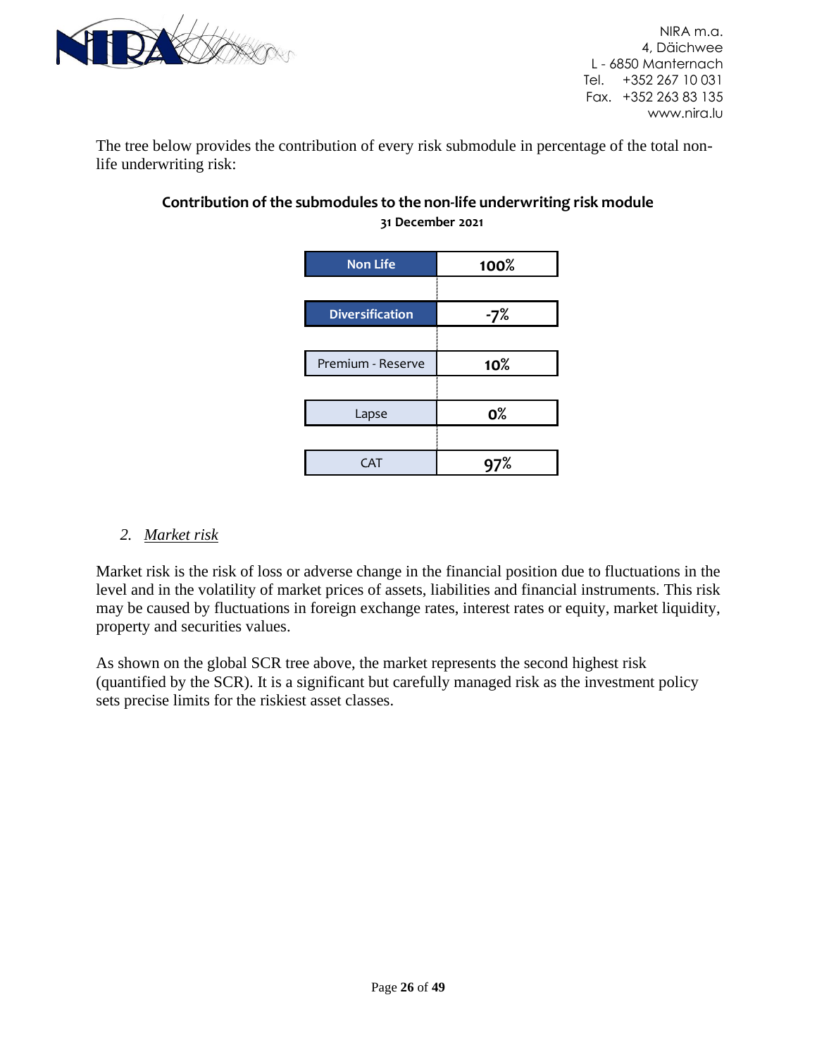The tree below provides the contribution of every risk submodule in percentage of the total non-life underwriting risk:

**Contribution of the submodules to the non-life underwriting risk module**

**31 December 2021**

| Submodule | Contribution |
| --- | --- |
| **Non Life** | **100%** |
| **Diversification** | **-7%** |
| Premium - Reserve | **10%** |
| Lapse | **0%** |
| CAT | **97%** |

2. *Market risk*

Market risk is the risk of loss or adverse change in the financial position due to fluctuations in the level and in the volatility of market prices of assets, liabilities and financial instruments. This risk may be caused by fluctuations in foreign exchange rates, interest rates or equity, market liquidity, property and securities values.

As shown on the global SCR tree above, the market represents the second highest risk (quantified by the SCR). It is a significant but carefully managed risk as the investment policy sets precise limits for the riskiest asset classes.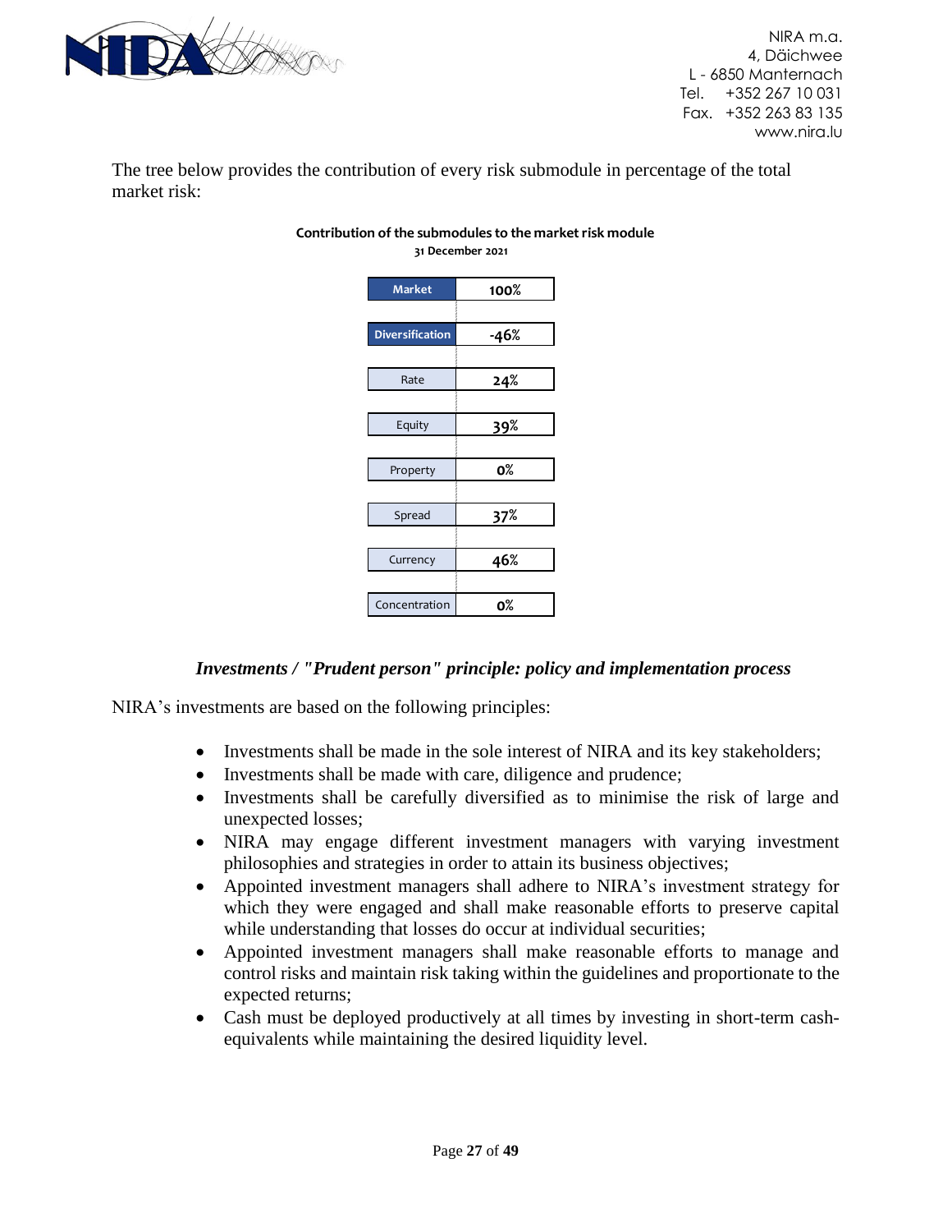The tree below provides the contribution of every risk submodule in percentage of the total market risk:

**Contribution of the submodules to the market risk module**
**31 December 2021**

| Submodule | Contribution |
|---|---|
| Market | 100% |
| Diversification | -46% |
| Rate | 24% |
| Equity | 39% |
| Property | 0% |
| Spread | 37% |
| Currency | 46% |
| Concentration | 0% |

### *Investments / "Prudent person" principle: policy and implementation process*

NIRA's investments are based on the following principles:

- Investments shall be made in the sole interest of NIRA and its key stakeholders;
- Investments shall be made with care, diligence and prudence;
- Investments shall be carefully diversified as to minimise the risk of large and unexpected losses;
- NIRA may engage different investment managers with varying investment philosophies and strategies in order to attain its business objectives;
- Appointed investment managers shall adhere to NIRA's investment strategy for which they were engaged and shall make reasonable efforts to preserve capital while understanding that losses do occur at individual securities;
- Appointed investment managers shall make reasonable efforts to manage and control risks and maintain risk taking within the guidelines and proportionate to the expected returns;
- Cash must be deployed productively at all times by investing in short-term cash-equivalents while maintaining the desired liquidity level.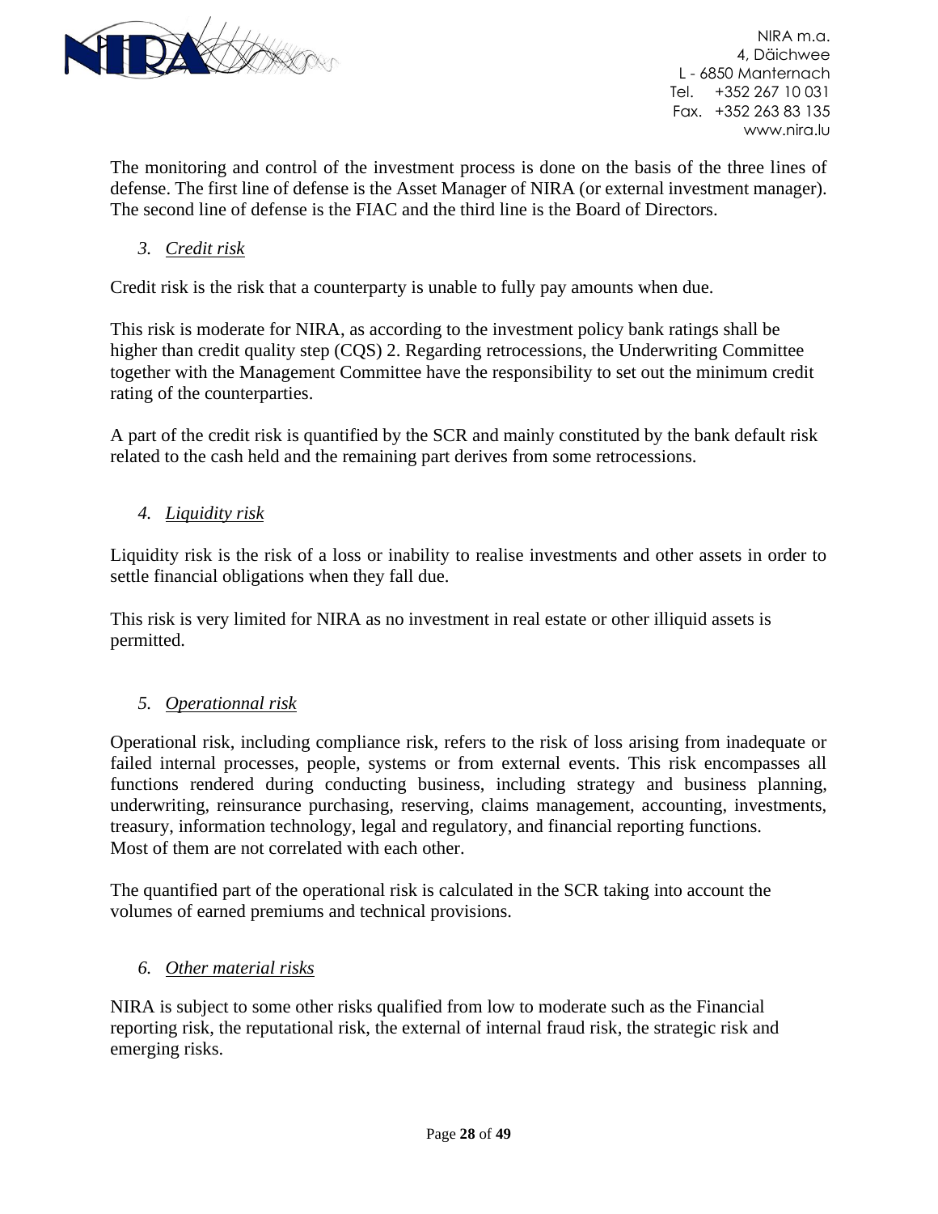The monitoring and control of the investment process is done on the basis of the three lines of defense. The first line of defense is the Asset Manager of NIRA (or external investment manager). The second line of defense is the FIAC and the third line is the Board of Directors.

### 3. *Credit risk*

Credit risk is the risk that a counterparty is unable to fully pay amounts when due.

This risk is moderate for NIRA, as according to the investment policy bank ratings shall be higher than credit quality step (CQS) 2. Regarding retrocessions, the Underwriting Committee together with the Management Committee have the responsibility to set out the minimum credit rating of the counterparties.

A part of the credit risk is quantified by the SCR and mainly constituted by the bank default risk related to the cash held and the remaining part derives from some retrocessions.

### 4. *Liquidity risk*

Liquidity risk is the risk of a loss or inability to realise investments and other assets in order to settle financial obligations when they fall due.

This risk is very limited for NIRA as no investment in real estate or other illiquid assets is permitted.

### 5. *Operationnal risk*

Operational risk, including compliance risk, refers to the risk of loss arising from inadequate or failed internal processes, people, systems or from external events. This risk encompasses all functions rendered during conducting business, including strategy and business planning, underwriting, reinsurance purchasing, reserving, claims management, accounting, investments, treasury, information technology, legal and regulatory, and financial reporting functions.
Most of them are not correlated with each other.

The quantified part of the operational risk is calculated in the SCR taking into account the volumes of earned premiums and technical provisions.

### 6. *Other material risks*

NIRA is subject to some other risks qualified from low to moderate such as the Financial reporting risk, the reputational risk, the external of internal fraud risk, the strategic risk and emerging risks.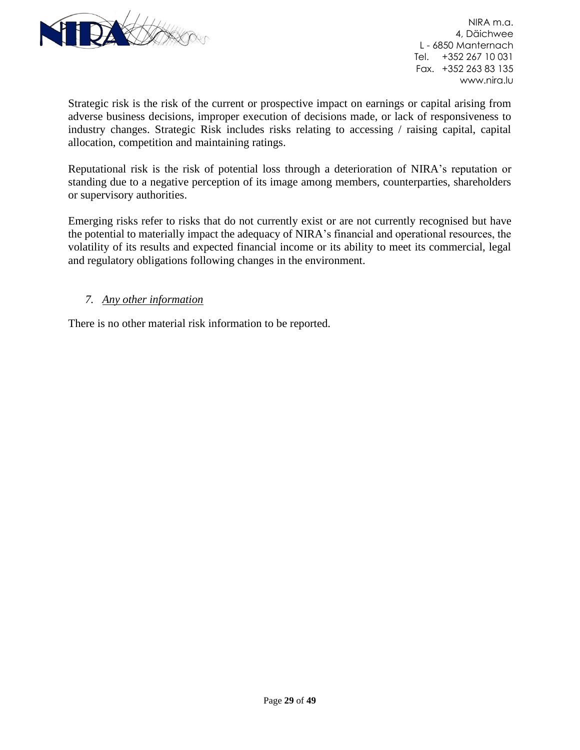Strategic risk is the risk of the current or prospective impact on earnings or capital arising from adverse business decisions, improper execution of decisions made, or lack of responsiveness to industry changes. Strategic Risk includes risks relating to accessing / raising capital, capital allocation, competition and maintaining ratings.

Reputational risk is the risk of potential loss through a deterioration of NIRA's reputation or standing due to a negative perception of its image among members, counterparties, shareholders or supervisory authorities.

Emerging risks refer to risks that do not currently exist or are not currently recognised but have the potential to materially impact the adequacy of NIRA's financial and operational resources, the volatility of its results and expected financial income or its ability to meet its commercial, legal and regulatory obligations following changes in the environment.

### *7. Any other information*

There is no other material risk information to be reported.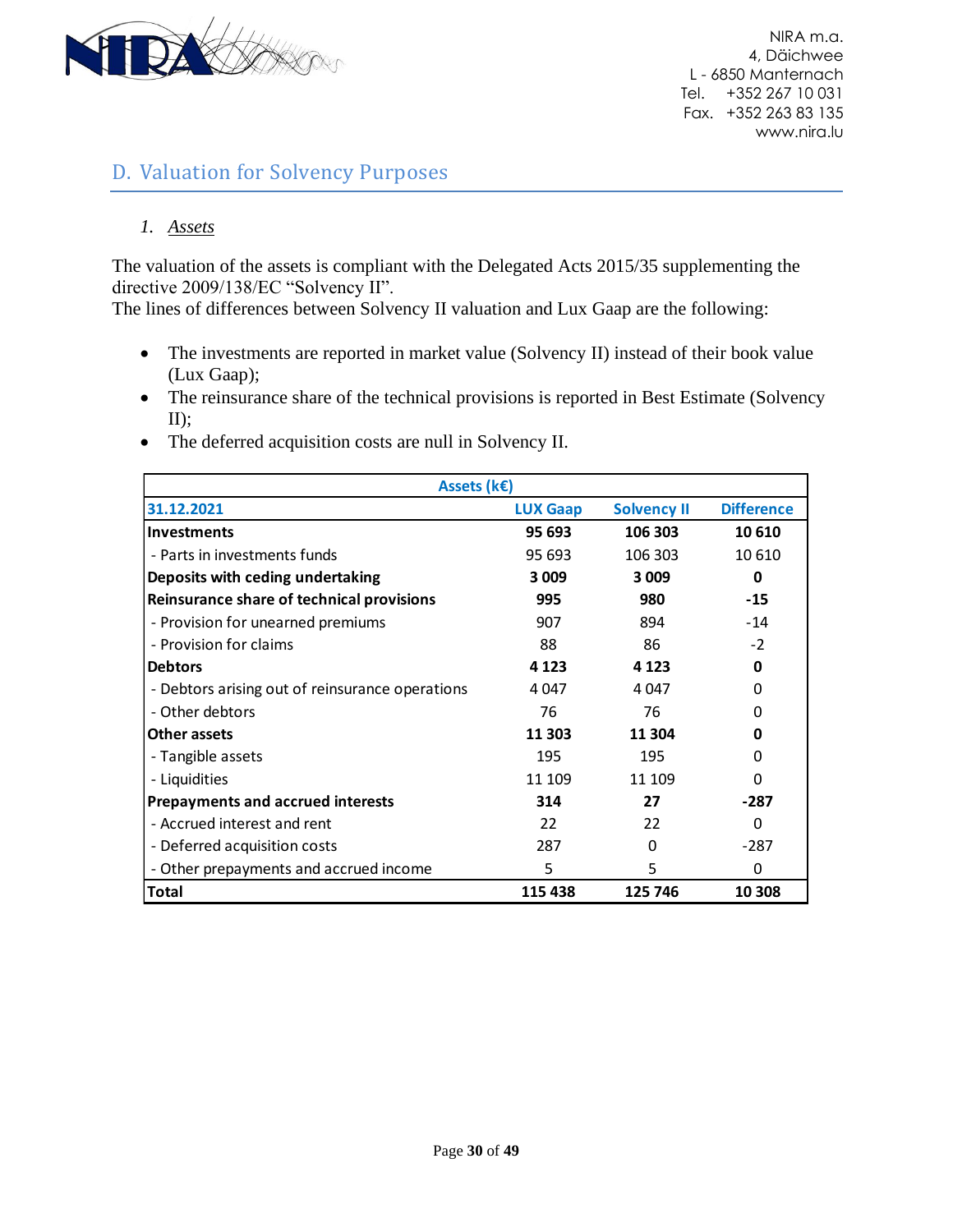## D. Valuation for Solvency Purposes

### 1. *Assets*

The valuation of the assets is compliant with the Delegated Acts 2015/35 supplementing the directive 2009/138/EC "Solvency II".
The lines of differences between Solvency II valuation and Lux Gaap are the following:

- The investments are reported in market value (Solvency II) instead of their book value (Lux Gaap);
- The reinsurance share of the technical provisions is reported in Best Estimate (Solvency II);
- The deferred acquisition costs are null in Solvency II.

| Assets (k€) | | | |
|---|---|---|---|
| **31.12.2021** | **LUX Gaap** | **Solvency II** | **Difference** |
| **Investments** | **95 693** | **106 303** | **10 610** |
| - Parts in investments funds | 95 693 | 106 303 | 10 610 |
| **Deposits with ceding undertaking** | **3 009** | **3 009** | **0** |
| **Reinsurance share of technical provisions** | **995** | **980** | **-15** |
| - Provision for unearned premiums | 907 | 894 | -14 |
| - Provision for claims | 88 | 86 | -2 |
| **Debtors** | **4 123** | **4 123** | **0** |
| - Debtors arising out of reinsurance operations | 4 047 | 4 047 | 0 |
| - Other debtors | 76 | 76 | 0 |
| **Other assets** | **11 303** | **11 304** | **0** |
| - Tangible assets | 195 | 195 | 0 |
| - Liquidities | 11 109 | 11 109 | 0 |
| **Prepayments and accrued interests** | **314** | **27** | **-287** |
| - Accrued interest and rent | 22 | 22 | 0 |
| - Deferred acquisition costs | 287 | 0 | -287 |
| - Other prepayments and accrued income | 5 | 5 | 0 |
| **Total** | **115 438** | **125 746** | **10 308** |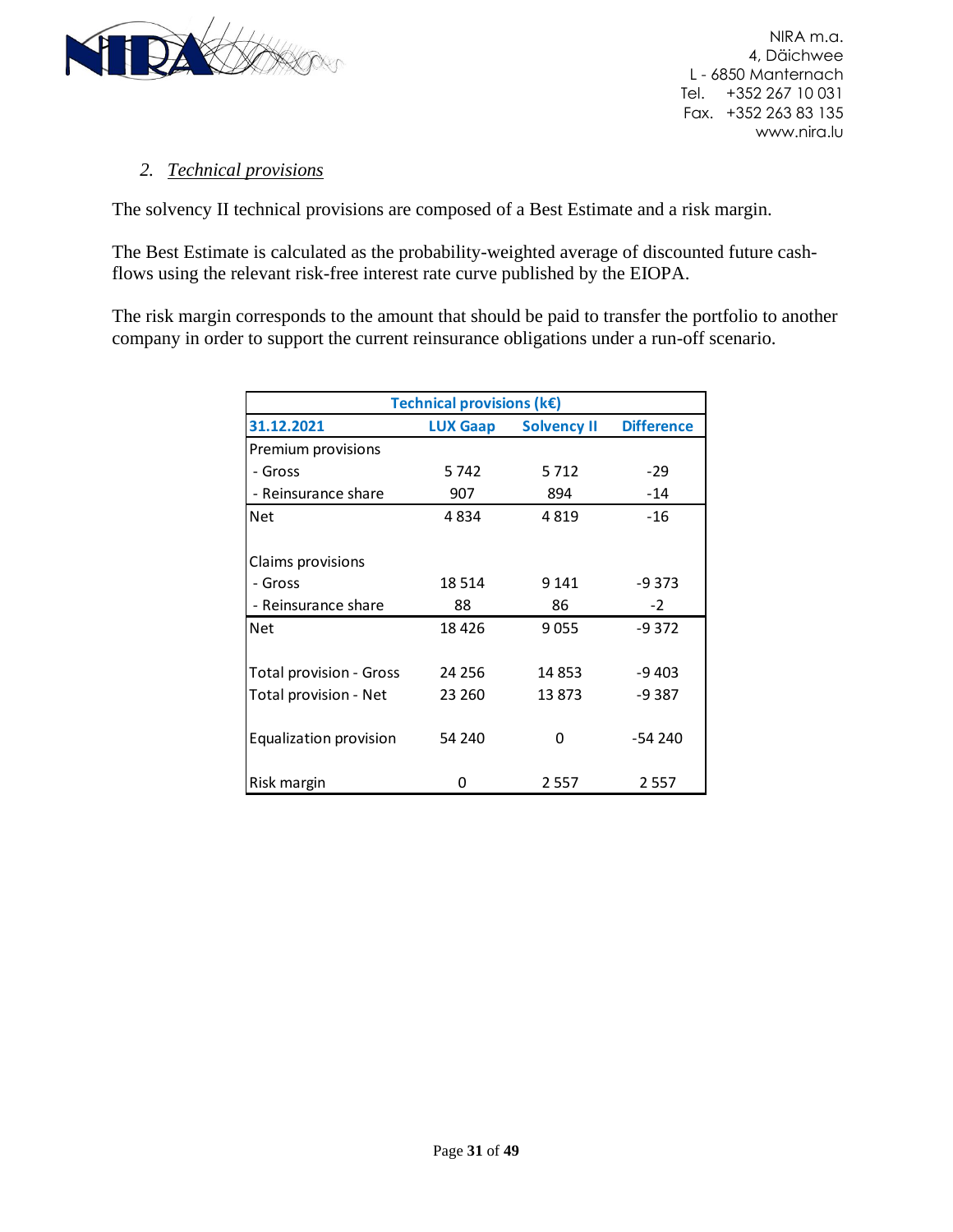### 2. *Technical provisions*

The solvency II technical provisions are composed of a Best Estimate and a risk margin.

The Best Estimate is calculated as the probability-weighted average of discounted future cash-flows using the relevant risk-free interest rate curve published by the EIOPA.

The risk margin corresponds to the amount that should be paid to transfer the portfolio to another company in order to support the current reinsurance obligations under a run-off scenario.

| Technical provisions (k€) | | | |
|---|---|---|---|
| **31.12.2021** | **LUX Gaap** | **Solvency II** | **Difference** |
| Premium provisions | | | |
| - Gross | 5 742 | 5 712 | -29 |
| - Reinsurance share | 907 | 894 | -14 |
| Net | 4 834 | 4 819 | -16 |
| | | | |
| Claims provisions | | | |
| - Gross | 18 514 | 9 141 | -9 373 |
| - Reinsurance share | 88 | 86 | -2 |
| Net | 18 426 | 9 055 | -9 372 |
| | | | |
| Total provision - Gross | 24 256 | 14 853 | -9 403 |
| Total provision - Net | 23 260 | 13 873 | -9 387 |
| | | | |
| Equalization provision | 54 240 | 0 | -54 240 |
| | | | |
| Risk margin | 0 | 2 557 | 2 557 |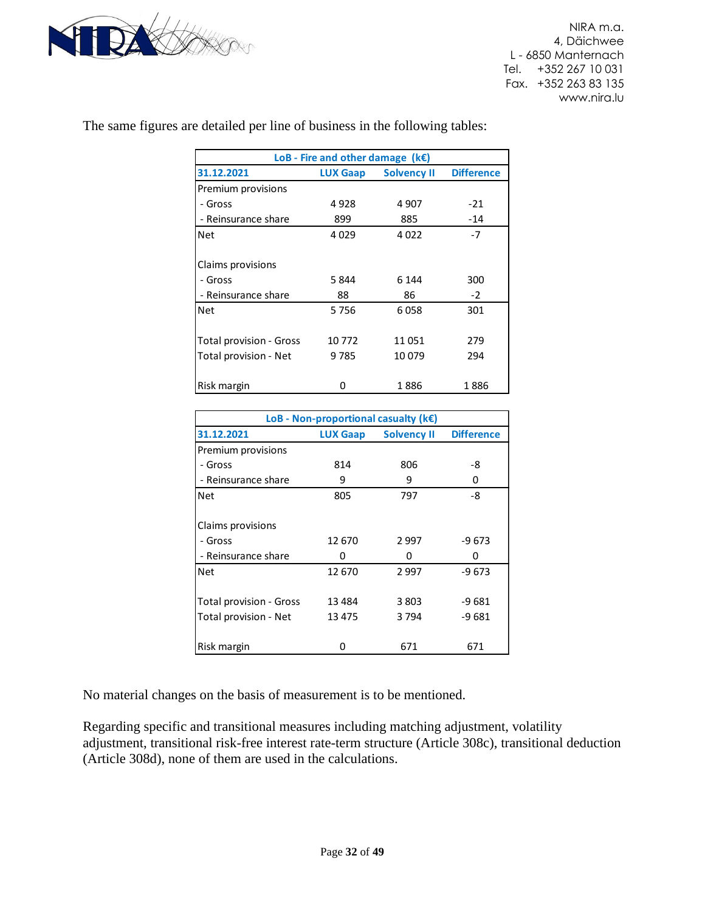The same figures are detailed per line of business in the following tables:

| LoB - Fire and other damage (k€) | | | |
|---|---|---|---|
| **31.12.2021** | **LUX Gaap** | **Solvency II** | **Difference** |
| Premium provisions | | | |
| - Gross | 4 928 | 4 907 | -21 |
| - Reinsurance share | 899 | 885 | -14 |
| Net | 4 029 | 4 022 | -7 |
| | | | |
| Claims provisions | | | |
| - Gross | 5 844 | 6 144 | 300 |
| - Reinsurance share | 88 | 86 | -2 |
| Net | 5 756 | 6 058 | 301 |
| | | | |
| Total provision - Gross | 10 772 | 11 051 | 279 |
| Total provision - Net | 9 785 | 10 079 | 294 |
| | | | |
| Risk margin | 0 | 1 886 | 1 886 |

| LoB - Non-proportional casualty (k€) | | | |
|---|---|---|---|
| **31.12.2021** | **LUX Gaap** | **Solvency II** | **Difference** |
| Premium provisions | | | |
| - Gross | 814 | 806 | -8 |
| - Reinsurance share | 9 | 9 | 0 |
| Net | 805 | 797 | -8 |
| | | | |
| Claims provisions | | | |
| - Gross | 12 670 | 2 997 | -9 673 |
| - Reinsurance share | 0 | 0 | 0 |
| Net | 12 670 | 2 997 | -9 673 |
| | | | |
| Total provision - Gross | 13 484 | 3 803 | -9 681 |
| Total provision - Net | 13 475 | 3 794 | -9 681 |
| | | | |
| Risk margin | 0 | 671 | 671 |

No material changes on the basis of measurement is to be mentioned.

Regarding specific and transitional measures including matching adjustment, volatility adjustment, transitional risk-free interest rate-term structure (Article 308c), transitional deduction (Article 308d), none of them are used in the calculations.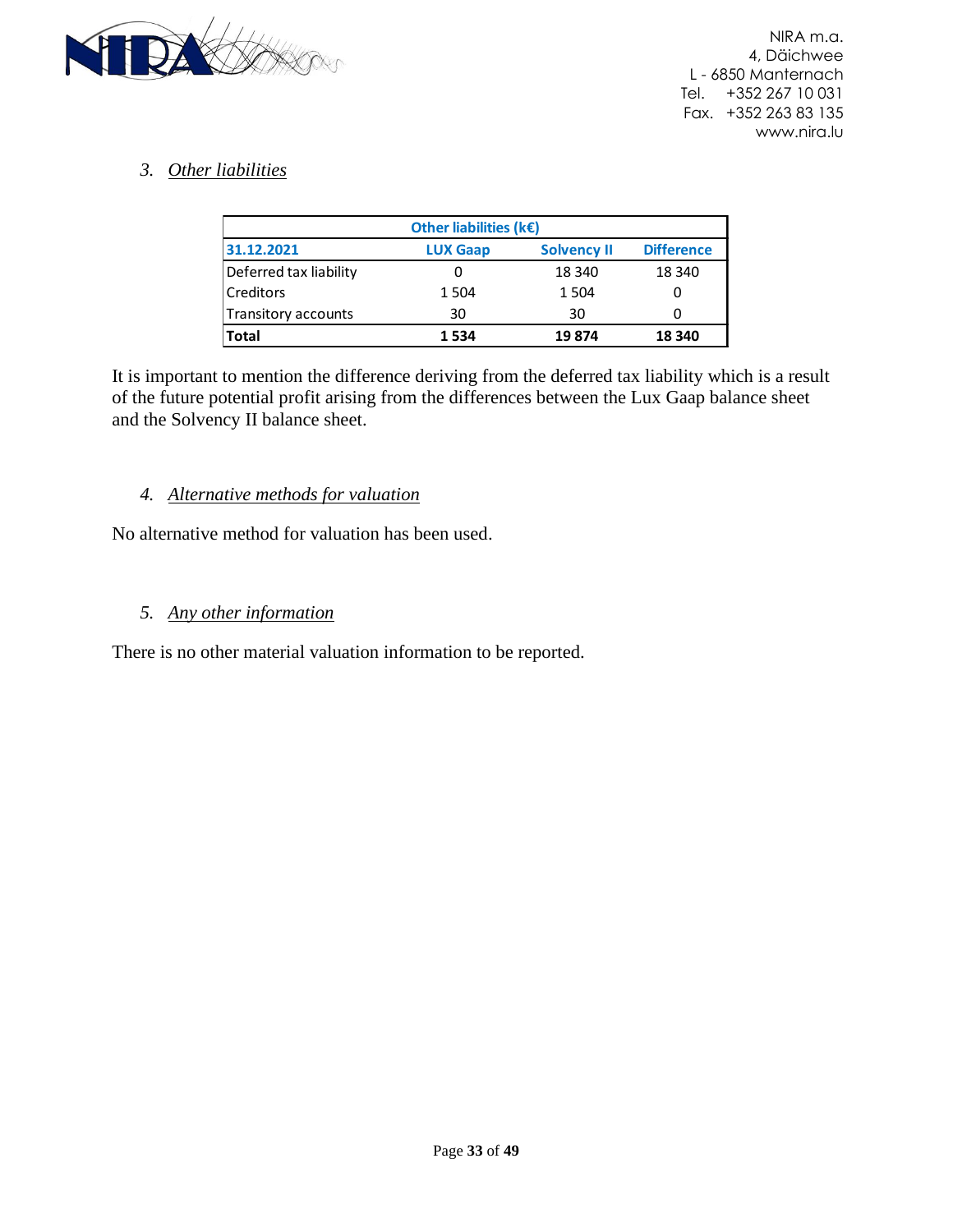### 3. *Other liabilities*

| Other liabilities (k€) | | | |
|---|---|---|---|
| **31.12.2021** | **LUX Gaap** | **Solvency II** | **Difference** |
| Deferred tax liability | 0 | 18 340 | 18 340 |
| Creditors | 1 504 | 1 504 | 0 |
| Transitory accounts | 30 | 30 | 0 |
| **Total** | **1 534** | **19 874** | **18 340** |

It is important to mention the difference deriving from the deferred tax liability which is a result of the future potential profit arising from the differences between the Lux Gaap balance sheet and the Solvency II balance sheet.

### 4. *Alternative methods for valuation*

No alternative method for valuation has been used.

### 5. *Any other information*

There is no other material valuation information to be reported.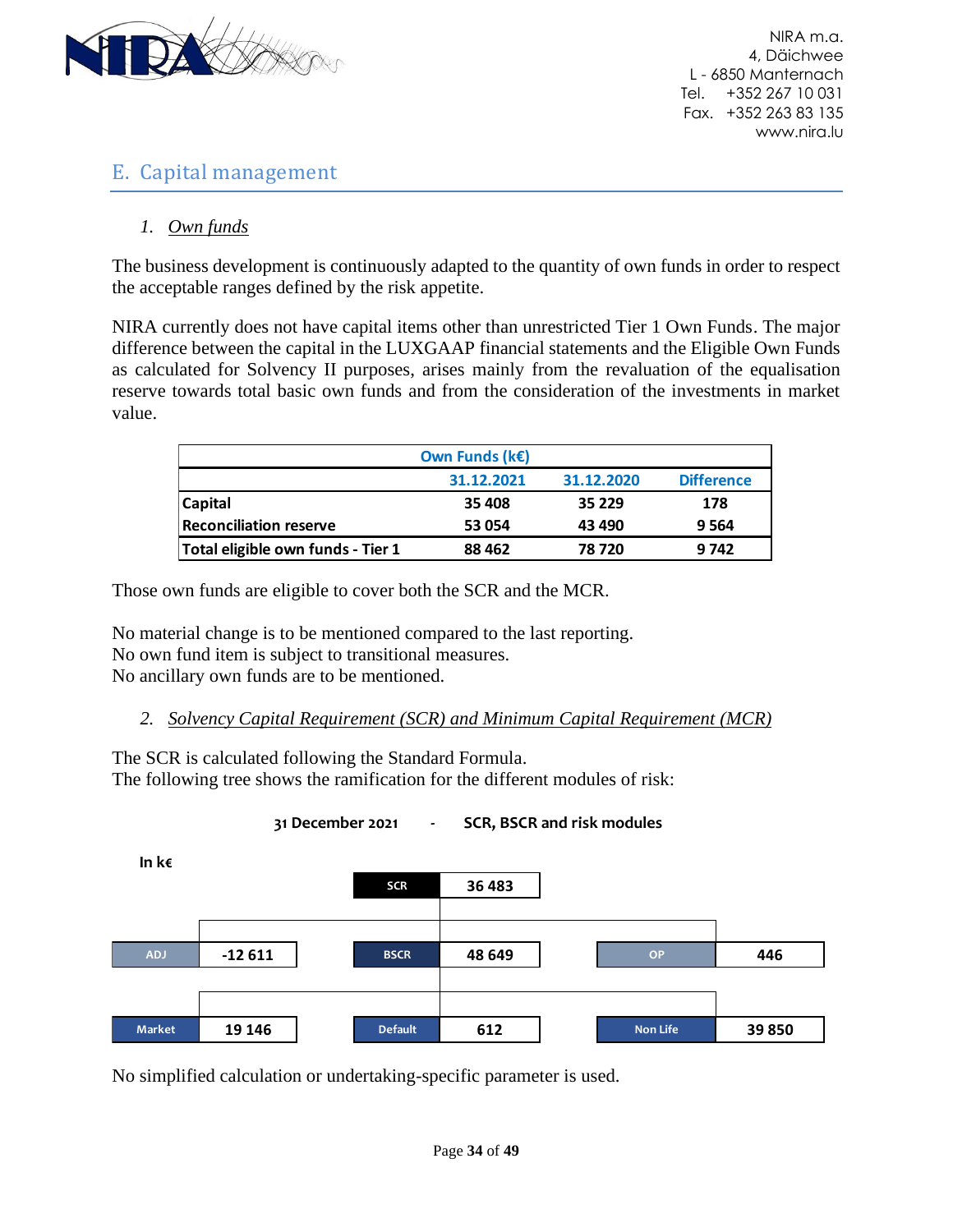## E. Capital management

### 1. *Own funds*

The business development is continuously adapted to the quantity of own funds in order to respect the acceptable ranges defined by the risk appetite.

NIRA currently does not have capital items other than unrestricted Tier 1 Own Funds. The major difference between the capital in the LUXGAAP financial statements and the Eligible Own Funds as calculated for Solvency II purposes, arises mainly from the revaluation of the equalisation reserve towards total basic own funds and from the consideration of the investments in market value.

| Own Funds (k€) | | | |
|---|---|---|---|
| | 31.12.2021 | 31.12.2020 | Difference |
| **Capital** | 35 408 | 35 229 | 178 |
| **Reconciliation reserve** | 53 054 | 43 490 | 9 564 |
| **Total eligible own funds - Tier 1** | 88 462 | 78 720 | 9 742 |

Those own funds are eligible to cover both the SCR and the MCR.

No material change is to be mentioned compared to the last reporting.
No own fund item is subject to transitional measures.
No ancillary own funds are to be mentioned.

### 2. *Solvency Capital Requirement (SCR) and Minimum Capital Requirement (MCR)*

The SCR is calculated following the Standard Formula.
The following tree shows the ramification for the different modules of risk:

**31 December 2021 - SCR, BSCR and risk modules**

In k€

| Item | Value |
|---|---|
| SCR | 36 483 |
| ADJ | -12 611 |
| BSCR | 48 649 |
| OP | 446 |
| Market | 19 146 |
| Default | 612 |
| Non Life | 39 850 |

No simplified calculation or undertaking-specific parameter is used.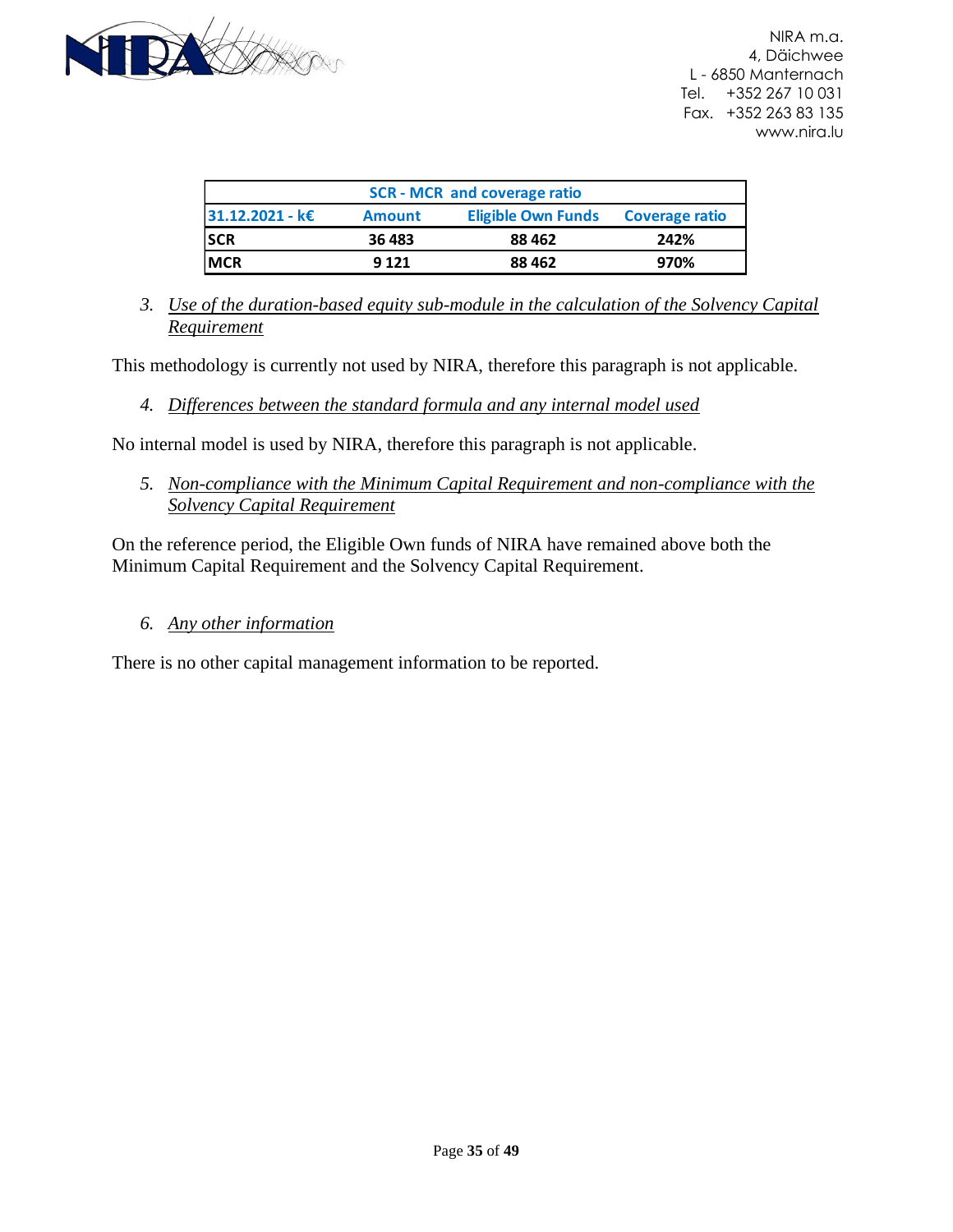| SCR - MCR and coverage ratio | | | |
|---|---|---|---|
| **31.12.2021 - k€** | **Amount** | **Eligible Own Funds** | **Coverage ratio** |
| **SCR** | **36 483** | **88 462** | **242%** |
| **MCR** | **9 121** | **88 462** | **970%** |

### 3. *Use of the duration-based equity sub-module in the calculation of the Solvency Capital Requirement*

This methodology is currently not used by NIRA, therefore this paragraph is not applicable.

### 4. *Differences between the standard formula and any internal model used*

No internal model is used by NIRA, therefore this paragraph is not applicable.

### 5. *Non-compliance with the Minimum Capital Requirement and non-compliance with the Solvency Capital Requirement*

On the reference period, the Eligible Own funds of NIRA have remained above both the Minimum Capital Requirement and the Solvency Capital Requirement.

### 6. *Any other information*

There is no other capital management information to be reported.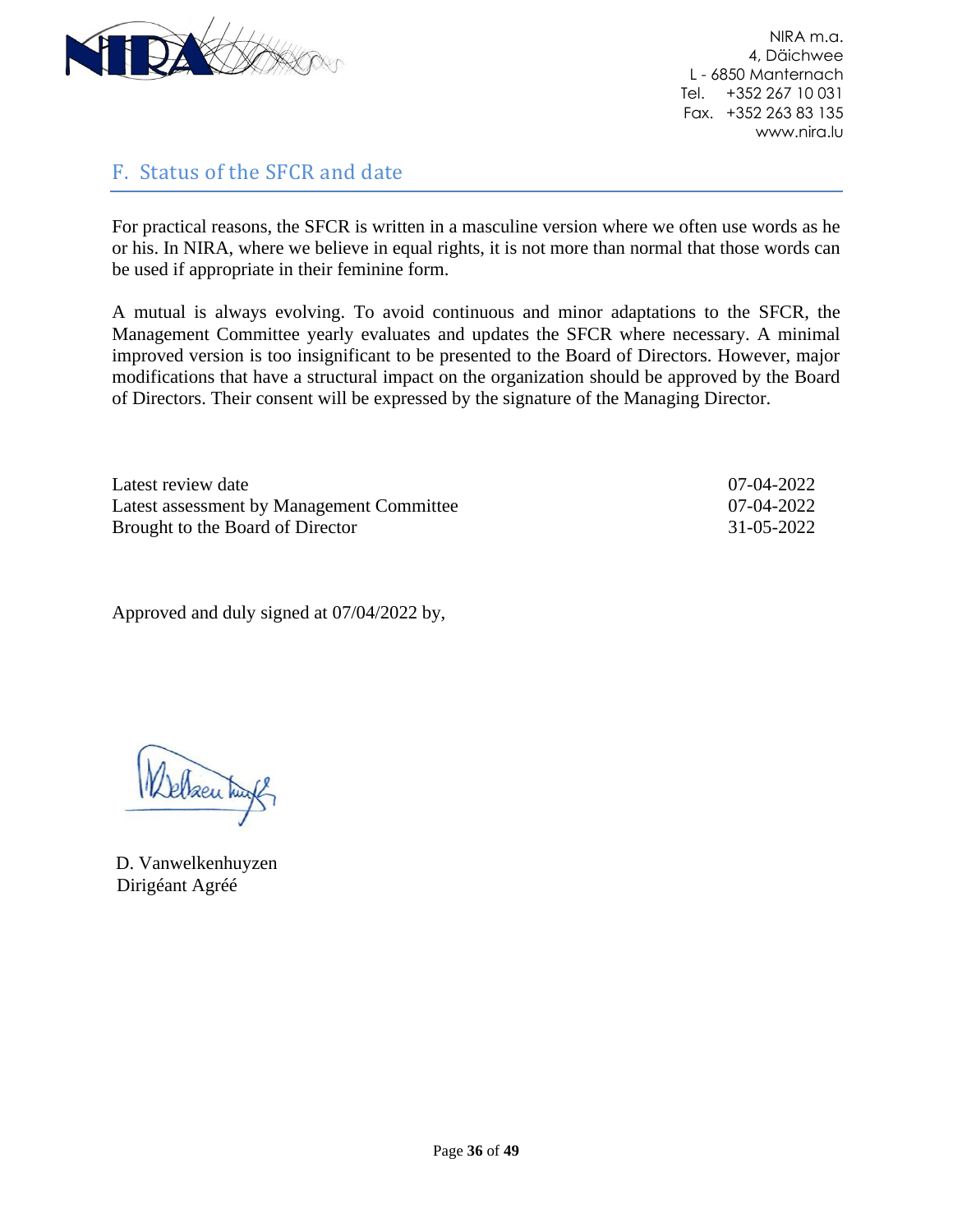## F. Status of the SFCR and date

For practical reasons, the SFCR is written in a masculine version where we often use words as he or his. In NIRA, where we believe in equal rights, it is not more than normal that those words can be used if appropriate in their feminine form.

A mutual is always evolving. To avoid continuous and minor adaptations to the SFCR, the Management Committee yearly evaluates and updates the SFCR where necessary. A minimal improved version is too insignificant to be presented to the Board of Directors. However, major modifications that have a structural impact on the organization should be approved by the Board of Directors. Their consent will be expressed by the signature of the Managing Director.

| | |
|---|---|
| Latest review date | 07-04-2022 |
| Latest assessment by Management Committee | 07-04-2022 |
| Brought to the Board of Director | 31-05-2022 |

Approved and duly signed at 07/04/2022 by,

D. Vanwelkenhuyzen
Dirigéant Agréé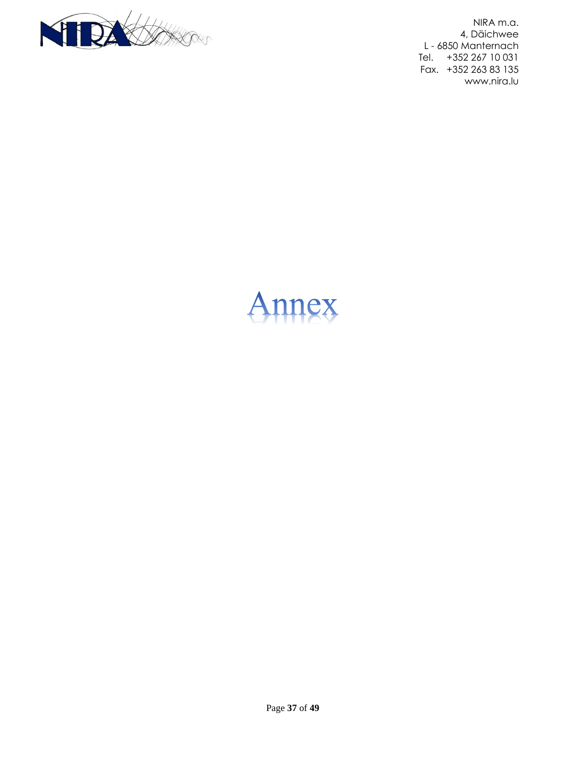# Annex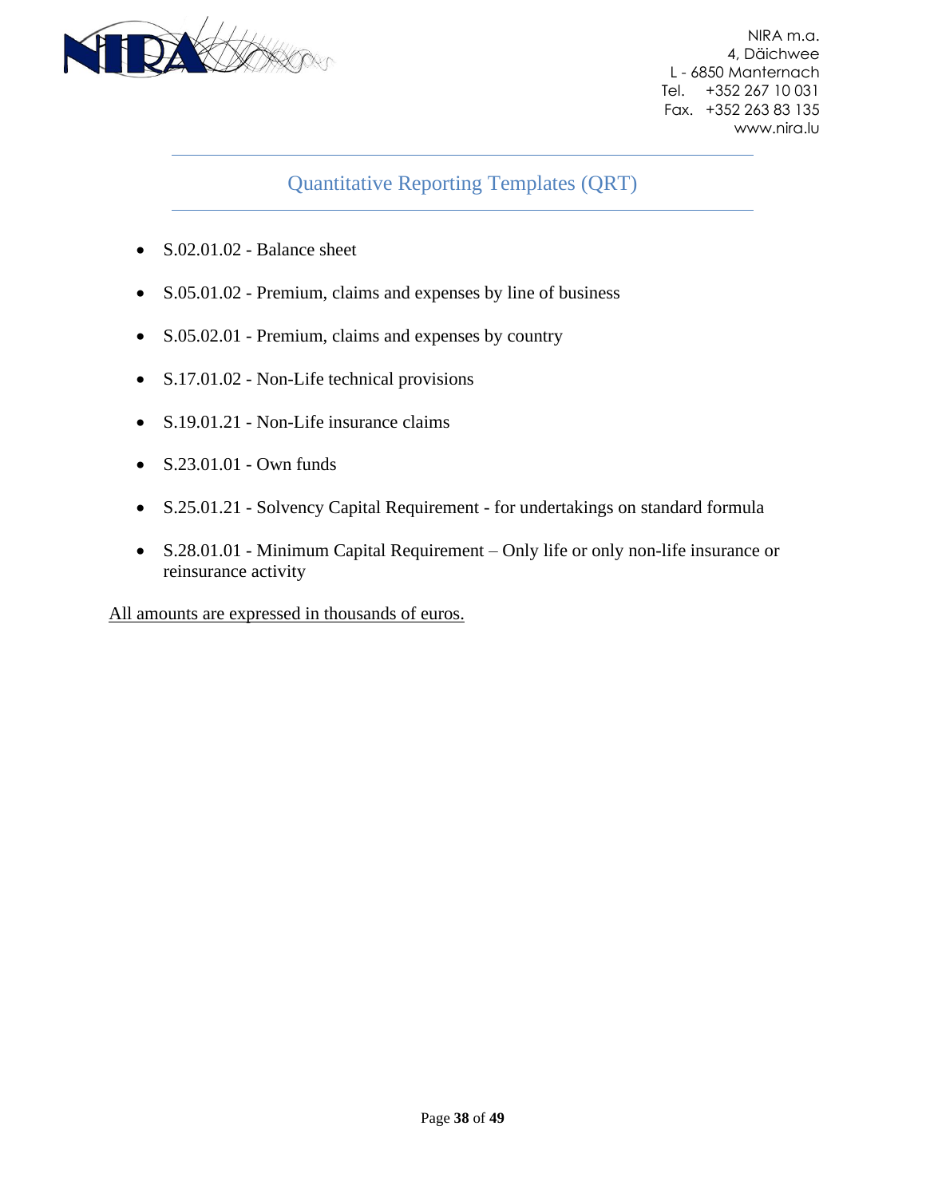## Quantitative Reporting Templates (QRT)

- S.02.01.02 - Balance sheet
- S.05.01.02 - Premium, claims and expenses by line of business
- S.05.02.01 - Premium, claims and expenses by country
- S.17.01.02 - Non-Life technical provisions
- S.19.01.21 - Non-Life insurance claims
- S.23.01.01 - Own funds
- S.25.01.21 - Solvency Capital Requirement - for undertakings on standard formula
- S.28.01.01 - Minimum Capital Requirement – Only life or only non-life insurance or reinsurance activity

<u>All amounts are expressed in thousands of euros.</u>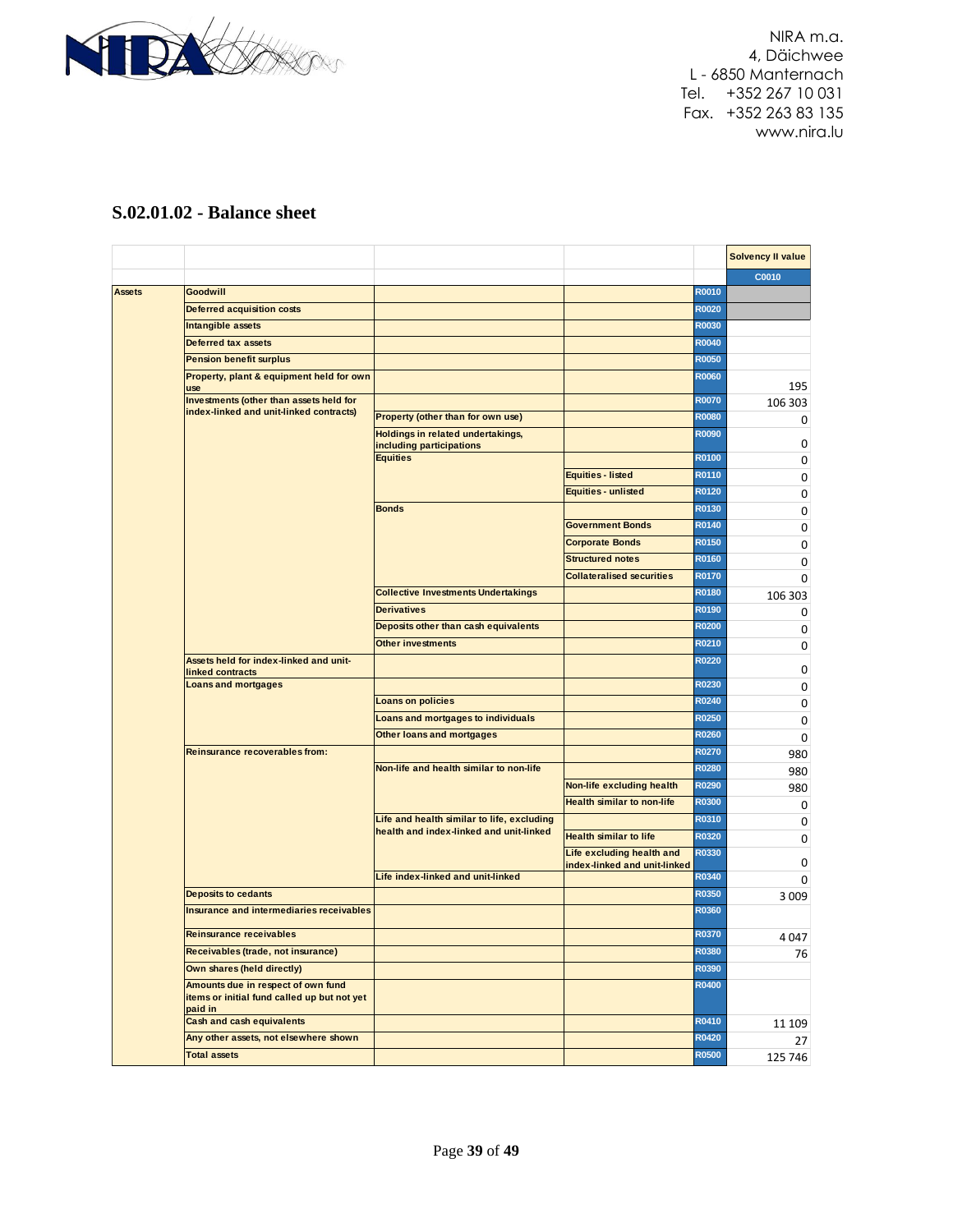## S.02.01.02 - Balance sheet

| | | | | | Solvency II value |
|---|---|---|---|---|---|
| | | | | | C0010 |
| Assets | Goodwill | | | R0010 | |
| | Deferred acquisition costs | | | R0020 | |
| | Intangible assets | | | R0030 | |
| | Deferred tax assets | | | R0040 | |
| | Pension benefit surplus | | | R0050 | |
| | Property, plant & equipment held for own use | | | R0060 | 195 |
| | Investments (other than assets held for index-linked and unit-linked contracts) | | | R0070 | 106 303 |
| | | Property (other than for own use) | | R0080 | 0 |
| | | Holdings in related undertakings, including participations | | R0090 | 0 |
| | | Equities | | R0100 | 0 |
| | | | Equities - listed | R0110 | 0 |
| | | | Equities - unlisted | R0120 | 0 |
| | | Bonds | | R0130 | 0 |
| | | | Government Bonds | R0140 | 0 |
| | | | Corporate Bonds | R0150 | 0 |
| | | | Structured notes | R0160 | 0 |
| | | | Collateralised securities | R0170 | 0 |
| | | Collective Investments Undertakings | | R0180 | 106 303 |
| | | Derivatives | | R0190 | 0 |
| | | Deposits other than cash equivalents | | R0200 | 0 |
| | | Other investments | | R0210 | 0 |
| | Assets held for index-linked and unit-linked contracts | | | R0220 | 0 |
| | Loans and mortgages | | | R0230 | 0 |
| | | Loans on policies | | R0240 | 0 |
| | | Loans and mortgages to individuals | | R0250 | 0 |
| | | Other loans and mortgages | | R0260 | 0 |
| | Reinsurance recoverables from: | | | R0270 | 980 |
| | | Non-life and health similar to non-life | | R0280 | 980 |
| | | | Non-life excluding health | R0290 | 980 |
| | | | Health similar to non-life | R0300 | 0 |
| | | Life and health similar to life, excluding health and index-linked and unit-linked | | R0310 | 0 |
| | | | Health similar to life | R0320 | 0 |
| | | | Life excluding health and index-linked and unit-linked | R0330 | 0 |
| | | Life index-linked and unit-linked | | R0340 | 0 |
| | Deposits to cedants | | | R0350 | 3 009 |
| | Insurance and intermediaries receivables | | | R0360 | |
| | Reinsurance receivables | | | R0370 | 4 047 |
| | Receivables (trade, not insurance) | | | R0380 | 76 |
| | Own shares (held directly) | | | R0390 | |
| | Amounts due in respect of own fund items or initial fund called up but not yet paid in | | | R0400 | |
| | Cash and cash equivalents | | | R0410 | 11 109 |
| | Any other assets, not elsewhere shown | | | R0420 | 27 |
| | Total assets | | | R0500 | 125 746 |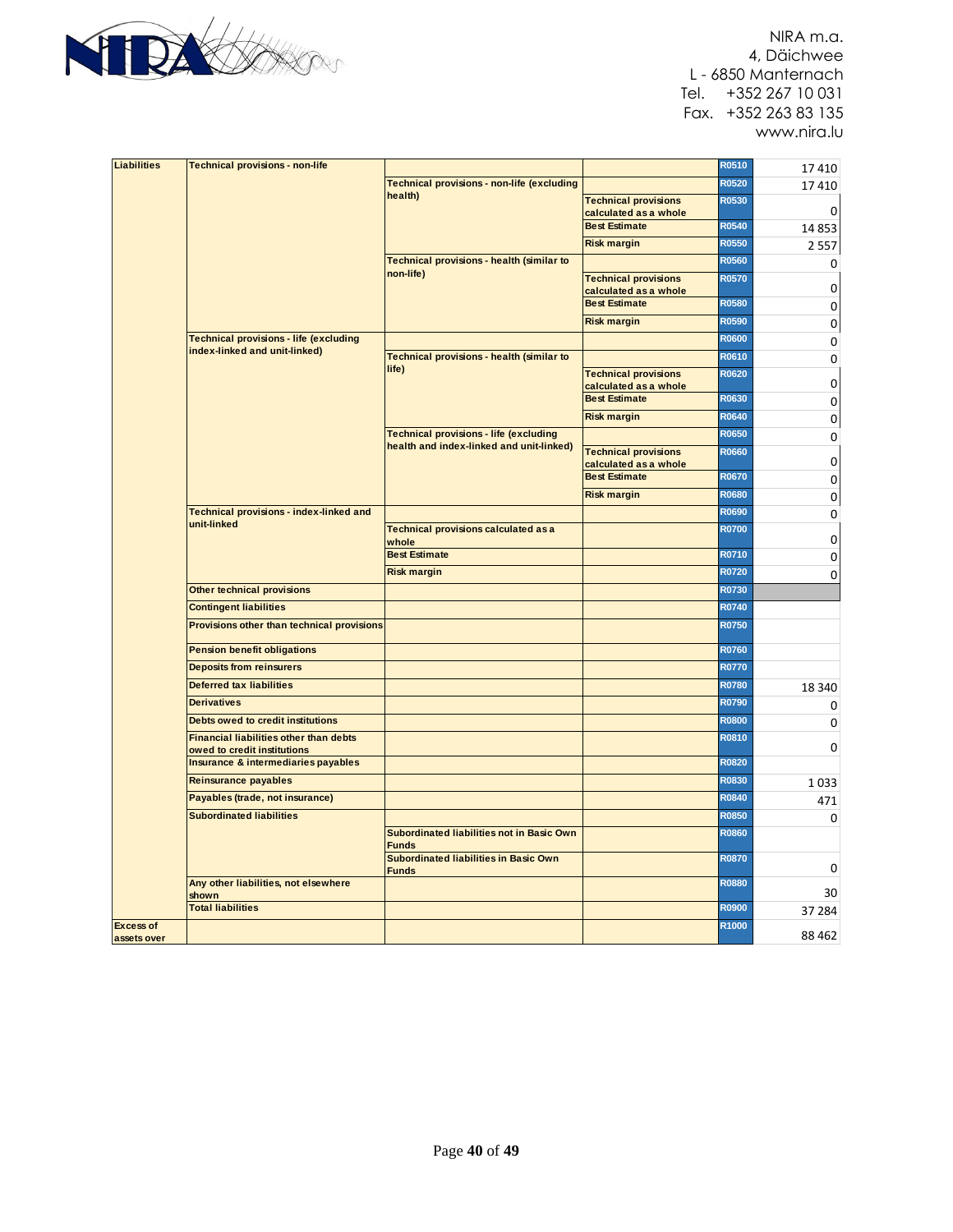| | | | | | |
|---|---|---|---|---|---|
| Liabilities | Technical provisions - non-life | | | R0510 | 17 410 |
| | | Technical provisions - non-life (excluding health) | | R0520 | 17 410 |
| | | | Technical provisions calculated as a whole | R0530 | 0 |
| | | | Best Estimate | R0540 | 14 853 |
| | | | Risk margin | R0550 | 2 557 |
| | | Technical provisions - health (similar to non-life) | | R0560 | 0 |
| | | | Technical provisions calculated as a whole | R0570 | 0 |
| | | | Best Estimate | R0580 | 0 |
| | | | Risk margin | R0590 | 0 |
| | Technical provisions - life (excluding index-linked and unit-linked) | | | R0600 | 0 |
| | | Technical provisions - health (similar to life) | | R0610 | 0 |
| | | | Technical provisions calculated as a whole | R0620 | 0 |
| | | | Best Estimate | R0630 | 0 |
| | | | Risk margin | R0640 | 0 |
| | | Technical provisions - life (excluding health and index-linked and unit-linked) | | R0650 | 0 |
| | | | Technical provisions calculated as a whole | R0660 | 0 |
| | | | Best Estimate | R0670 | 0 |
| | | | Risk margin | R0680 | 0 |
| | Technical provisions - index-linked and unit-linked | | | R0690 | 0 |
| | | Technical provisions calculated as a whole | | R0700 | 0 |
| | | Best Estimate | | R0710 | 0 |
| | | Risk margin | | R0720 | 0 |
| | Other technical provisions | | | R0730 | |
| | Contingent liabilities | | | R0740 | |
| | Provisions other than technical provisions | | | R0750 | |
| | Pension benefit obligations | | | R0760 | |
| | Deposits from reinsurers | | | R0770 | |
| | Deferred tax liabilities | | | R0780 | 18 340 |
| | Derivatives | | | R0790 | 0 |
| | Debts owed to credit institutions | | | R0800 | 0 |
| | Financial liabilities other than debts owed to credit institutions | | | R0810 | 0 |
| | Insurance & intermediaries payables | | | R0820 | |
| | Reinsurance payables | | | R0830 | 1 033 |
| | Payables (trade, not insurance) | | | R0840 | 471 |
| | Subordinated liabilities | | | R0850 | 0 |
| | | Subordinated liabilities not in Basic Own Funds | | R0860 | |
| | | Subordinated liabilities in Basic Own Funds | | R0870 | 0 |
| | Any other liabilities, not elsewhere shown | | | R0880 | 30 |
| | Total liabilities | | | R0900 | 37 284 |
| Excess of assets over | | | | R1000 | 88 462 |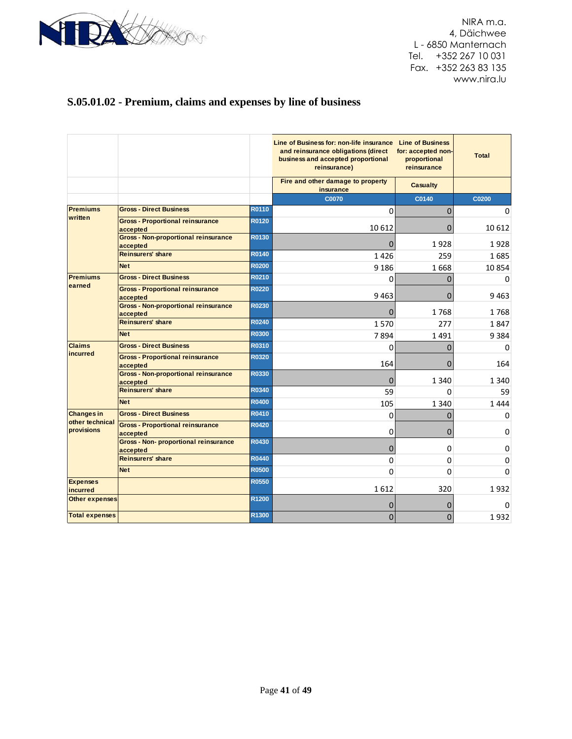NIRA m.a.
4, Däichwee
L - 6850 Manternach
Tel. +352 267 10 031
Fax. +352 263 83 135
www.nira.lu

## S.05.01.02 - Premium, claims and expenses by line of business

| | | | Line of Business for: non-life insurance and reinsurance obligations (direct business and accepted proportional reinsurance) | Line of Business for: accepted non-proportional reinsurance | Total |
|---|---|---|---|---|---|
| | | | Fire and other damage to property insurance | Casualty | |
| | | | C0070 | C0140 | C0200 |
| Premiums written | Gross - Direct Business | R0110 | 0 | 0 | 0 |
| | Gross - Proportional reinsurance accepted | R0120 | 10 612 | 0 | 10 612 |
| | Gross - Non-proportional reinsurance accepted | R0130 | 0 | 1 928 | 1 928 |
| | Reinsurers' share | R0140 | 1 426 | 259 | 1 685 |
| | Net | R0200 | 9 186 | 1 668 | 10 854 |
| Premiums earned | Gross - Direct Business | R0210 | 0 | 0 | 0 |
| | Gross - Proportional reinsurance accepted | R0220 | 9 463 | 0 | 9 463 |
| | Gross - Non-proportional reinsurance accepted | R0230 | 0 | 1 768 | 1 768 |
| | Reinsurers' share | R0240 | 1 570 | 277 | 1 847 |
| | Net | R0300 | 7 894 | 1 491 | 9 384 |
| Claims incurred | Gross - Direct Business | R0310 | 0 | 0 | 0 |
| | Gross - Proportional reinsurance accepted | R0320 | 164 | 0 | 164 |
| | Gross - Non-proportional reinsurance accepted | R0330 | 0 | 1 340 | 1 340 |
| | Reinsurers' share | R0340 | 59 | 0 | 59 |
| | Net | R0400 | 105 | 1 340 | 1 444 |
| Changes in other technical provisions | Gross - Direct Business | R0410 | 0 | 0 | 0 |
| | Gross - Proportional reinsurance accepted | R0420 | 0 | 0 | 0 |
| | Gross - Non- proportional reinsurance accepted | R0430 | 0 | 0 | 0 |
| | Reinsurers' share | R0440 | 0 | 0 | 0 |
| | Net | R0500 | 0 | 0 | 0 |
| Expenses incurred | | R0550 | 1 612 | 320 | 1 932 |
| Other expenses | | R1200 | 0 | 0 | 0 |
| Total expenses | | R1300 | 0 | 0 | 1 932 |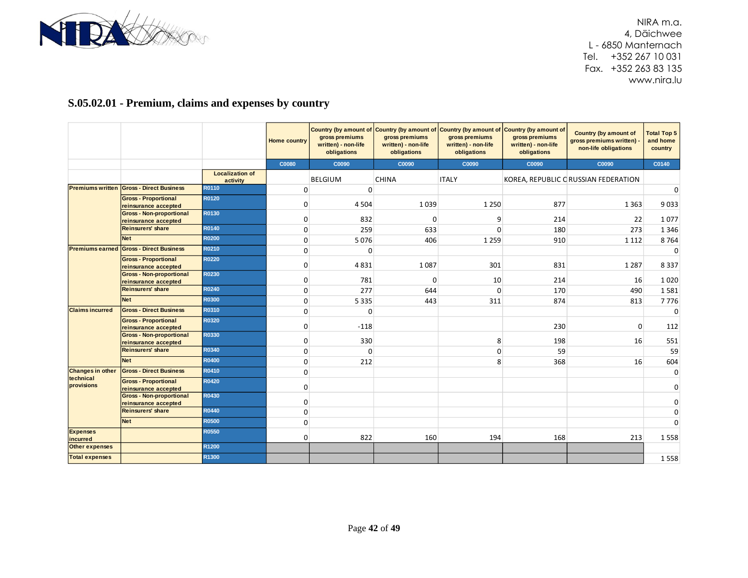NIRA m.a.
4, Däichwee
L - 6850 Manternach
Tel. +352 267 10 031
Fax. +352 263 83 135
www.nira.lu

## S.05.02.01 - Premium, claims and expenses by country

| | | | Home country | Country (by amount of gross premiums written) - non-life obligations | Country (by amount of gross premiums written) - non-life obligations | Country (by amount of gross premiums written) - non-life obligations | Country (by amount of gross premiums written) - non-life obligations | Country (by amount of gross premiums written) - non-life obligations | Total Top 5 and home country |
|---|---|---|---|---|---|---|---|---|---|
| | | | C0080 | C0090 | C0090 | C0090 | C0090 | C0090 | C0140 |
| | | Localization of activity | | BELGIUM | CHINA | ITALY | KOREA, REPUBLIC O | RUSSIAN FEDERATION | |
| Premiums written | Gross - Direct Business | R0110 | 0 | 0 | | | | | 0 |
| | Gross - Proportional reinsurance accepted | R0120 | 0 | 4 504 | 1 039 | 1 250 | 877 | 1 363 | 9 033 |
| | Gross - Non-proportional reinsurance accepted | R0130 | 0 | 832 | 0 | 9 | 214 | 22 | 1 077 |
| | Reinsurers' share | R0140 | 0 | 259 | 633 | 0 | 180 | 273 | 1 346 |
| | Net | R0200 | 0 | 5 076 | 406 | 1 259 | 910 | 1 112 | 8 764 |
| Premiums earned | Gross - Direct Business | R0210 | 0 | 0 | | | | | 0 |
| | Gross - Proportional reinsurance accepted | R0220 | 0 | 4 831 | 1 087 | 301 | 831 | 1 287 | 8 337 |
| | Gross - Non-proportional reinsurance accepted | R0230 | 0 | 781 | 0 | 10 | 214 | 16 | 1 020 |
| | Reinsurers' share | R0240 | 0 | 277 | 644 | 0 | 170 | 490 | 1 581 |
| | Net | R0300 | 0 | 5 335 | 443 | 311 | 874 | 813 | 7 776 |
| Claims incurred | Gross - Direct Business | R0310 | 0 | 0 | | | | | 0 |
| | Gross - Proportional reinsurance accepted | R0320 | 0 | -118 | | | 230 | 0 | 112 |
| | Gross - Non-proportional reinsurance accepted | R0330 | 0 | 330 | | 8 | 198 | 16 | 551 |
| | Reinsurers' share | R0340 | 0 | 0 | | 0 | 59 | | 59 |
| | Net | R0400 | 0 | 212 | | 8 | 368 | 16 | 604 |
| Changes in other technical provisions | Gross - Direct Business | R0410 | 0 | | | | | | 0 |
| | Gross - Proportional reinsurance accepted | R0420 | 0 | | | | | | 0 |
| | Gross - Non-proportional reinsurance accepted | R0430 | 0 | | | | | | 0 |
| | Reinsurers' share | R0440 | 0 | | | | | | 0 |
| | Net | R0500 | 0 | | | | | | 0 |
| Expenses incurred | | R0550 | 0 | 822 | 160 | 194 | 168 | 213 | 1 558 |
| Other expenses | | R1200 | | | | | | | |
| Total expenses | | R1300 | | | | | | | 1 558 |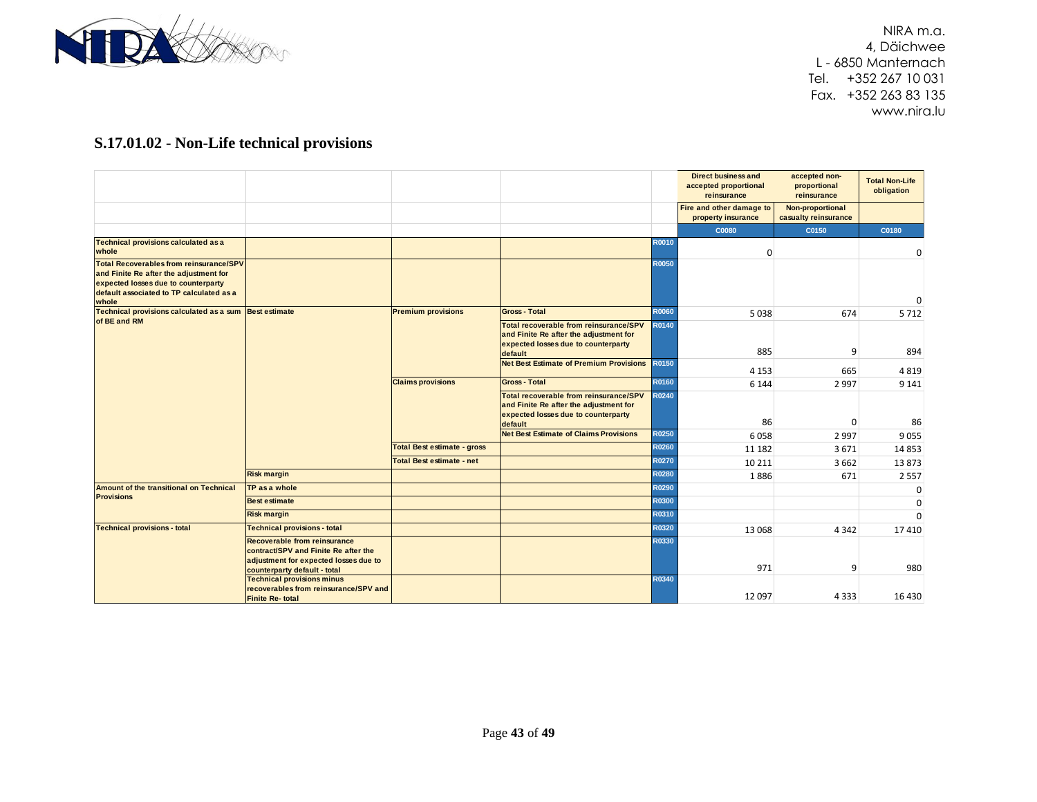NIRA m.a.
4, Däichwee
L - 6850 Manternach
Tel. +352 267 10 031
Fax. +352 263 83 135
www.nira.lu

## S.17.01.02 - Non-Life technical provisions

| | | | | | Direct business and accepted proportional reinsurance | accepted non-proportional reinsurance | Total Non-Life obligation |
|---|---|---|---|---|---|---|---|
| | | | | | Fire and other damage to property insurance | Non-proportional casualty reinsurance | |
| | | | | | C0080 | C0150 | C0180 |
| Technical provisions calculated as a whole | | | | R0010 | 0 | | 0 |
| Total Recoverables from reinsurance/SPV and Finite Re after the adjustment for expected losses due to counterparty default associated to TP calculated as a whole | | | | R0050 | | | 0 |
| Technical provisions calculated as a sum of BE and RM | Best estimate | Premium provisions | Gross - Total | R0060 | 5 038 | 674 | 5 712 |
| | | | Total recoverable from reinsurance/SPV and Finite Re after the adjustment for expected losses due to counterparty default | R0140 | 885 | 9 | 894 |
| | | | Net Best Estimate of Premium Provisions | R0150 | 4 153 | 665 | 4 819 |
| | | Claims provisions | Gross - Total | R0160 | 6 144 | 2 997 | 9 141 |
| | | | Total recoverable from reinsurance/SPV and Finite Re after the adjustment for expected losses due to counterparty default | R0240 | 86 | 0 | 86 |
| | | | Net Best Estimate of Claims Provisions | R0250 | 6 058 | 2 997 | 9 055 |
| | | Total Best estimate - gross | | R0260 | 11 182 | 3 671 | 14 853 |
| | | Total Best estimate - net | | R0270 | 10 211 | 3 662 | 13 873 |
| | Risk margin | | | R0280 | 1 886 | 671 | 2 557 |
| Amount of the transitional on Technical Provisions | TP as a whole | | | R0290 | | | 0 |
| | Best estimate | | | R0300 | | | 0 |
| | Risk margin | | | R0310 | | | 0 |
| Technical provisions - total | Technical provisions - total | | | R0320 | 13 068 | 4 342 | 17 410 |
| | Recoverable from reinsurance contract/SPV and Finite Re after the adjustment for expected losses due to counterparty default - total | | | R0330 | 971 | 9 | 980 |
| | Technical provisions minus recoverables from reinsurance/SPV and Finite Re- total | | | R0340 | 12 097 | 4 333 | 16 430 |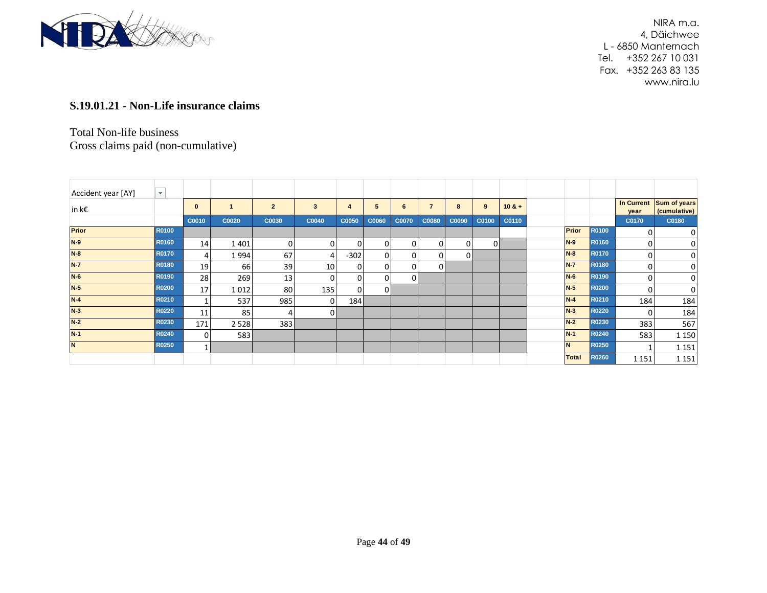NIRA m.a.
4, Däichwee
L - 6850 Manternach
Tel. +352 267 10 031
Fax. +352 263 83 135
www.nira.lu

## S.19.01.21 - Non-Life insurance claims

Total Non-life business
Gross claims paid (non-cumulative)

Accident year [AY]

| in k€ | | 0 | 1 | 2 | 3 | 4 | 5 | 6 | 7 | 8 | 9 | 10 & + |
|---|---|---|---|---|---|---|---|---|---|---|---|---|
| | | C0010 | C0020 | C0030 | C0040 | C0050 | C0060 | C0070 | C0080 | C0090 | C0100 | C0110 |
| Prior | R0100 | | | | | | | | | | | |
| N-9 | R0160 | 14 | 1 401 | 0 | 0 | 0 | 0 | 0 | 0 | 0 | 0 | |
| N-8 | R0170 | 4 | 1 994 | 67 | 4 | -302 | 0 | 0 | 0 | 0 | | |
| N-7 | R0180 | 19 | 66 | 39 | 10 | 0 | 0 | 0 | 0 | | | |
| N-6 | R0190 | 28 | 269 | 13 | 0 | 0 | 0 | 0 | | | | |
| N-5 | R0200 | 17 | 1 012 | 80 | 135 | 0 | 0 | | | | | |
| N-4 | R0210 | 1 | 537 | 985 | 0 | 184 | | | | | | |
| N-3 | R0220 | 11 | 85 | 4 | 0 | | | | | | | |
| N-2 | R0230 | 171 | 2 528 | 383 | | | | | | | | |
| N-1 | R0240 | 0 | 583 | | | | | | | | | |
| N | R0250 | 1 | | | | | | | | | | |

| | | In Current year | Sum of years (cumulative) |
|---|---|---|---|
| | | C0170 | C0180 |
| Prior | R0100 | 0 | 0 |
| N-9 | R0160 | 0 | 0 |
| N-8 | R0170 | 0 | 0 |
| N-7 | R0180 | 0 | 0 |
| N-6 | R0190 | 0 | 0 |
| N-5 | R0200 | 0 | 0 |
| N-4 | R0210 | 184 | 184 |
| N-3 | R0220 | 0 | 184 |
| N-2 | R0230 | 383 | 567 |
| N-1 | R0240 | 583 | 1 150 |
| N | R0250 | 1 | 1 151 |
| Total | R0260 | 1 151 | 1 151 |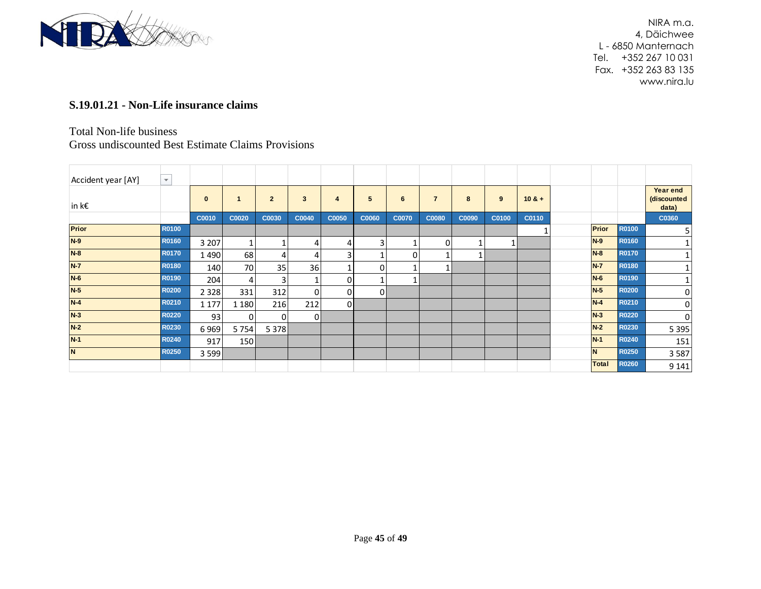NIRA m.a.
4, Däichwee
L - 6850 Manternach
Tel. +352 267 10 031
Fax. +352 263 83 135
www.nira.lu

## S.19.01.21 - Non-Life insurance claims

Total Non-life business
Gross undiscounted Best Estimate Claims Provisions

| Accident year [AY] | | | | | | | | | | | | | | | |
|---|---|---|---|---|---|---|---|---|---|---|---|---|---|---|---|
| in k€ | | 0 | 1 | 2 | 3 | 4 | 5 | 6 | 7 | 8 | 9 | 10 & + | | | Year end (discounted data) |
| | | C0010 | C0020 | C0030 | C0040 | C0050 | C0060 | C0070 | C0080 | C0090 | C0100 | C0110 | | | C0360 |
| Prior | R0100 | | | | | | | | | | | 1 | Prior | R0100 | 5 |
| N-9 | R0160 | 3 207 | 1 | 1 | 4 | 4 | 3 | 1 | 0 | 1 | 1 | | N-9 | R0160 | 1 |
| N-8 | R0170 | 1 490 | 68 | 4 | 4 | 3 | 1 | 0 | 1 | 1 | | | N-8 | R0170 | 1 |
| N-7 | R0180 | 140 | 70 | 35 | 36 | 1 | 0 | 1 | 1 | | | | N-7 | R0180 | 1 |
| N-6 | R0190 | 204 | 4 | 3 | 1 | 0 | 1 | 1 | | | | | N-6 | R0190 | 1 |
| N-5 | R0200 | 2 328 | 331 | 312 | 0 | 0 | 0 | | | | | | N-5 | R0200 | 0 |
| N-4 | R0210 | 1 177 | 1 180 | 216 | 212 | 0 | | | | | | | N-4 | R0210 | 0 |
| N-3 | R0220 | 93 | 0 | 0 | 0 | | | | | | | | N-3 | R0220 | 0 |
| N-2 | R0230 | 6 969 | 5 754 | 5 378 | | | | | | | | | N-2 | R0230 | 5 395 |
| N-1 | R0240 | 917 | 150 | | | | | | | | | | N-1 | R0240 | 151 |
| N | R0250 | 3 599 | | | | | | | | | | | N | R0250 | 3 587 |
| | | | | | | | | | | | | | Total | R0260 | 9 141 |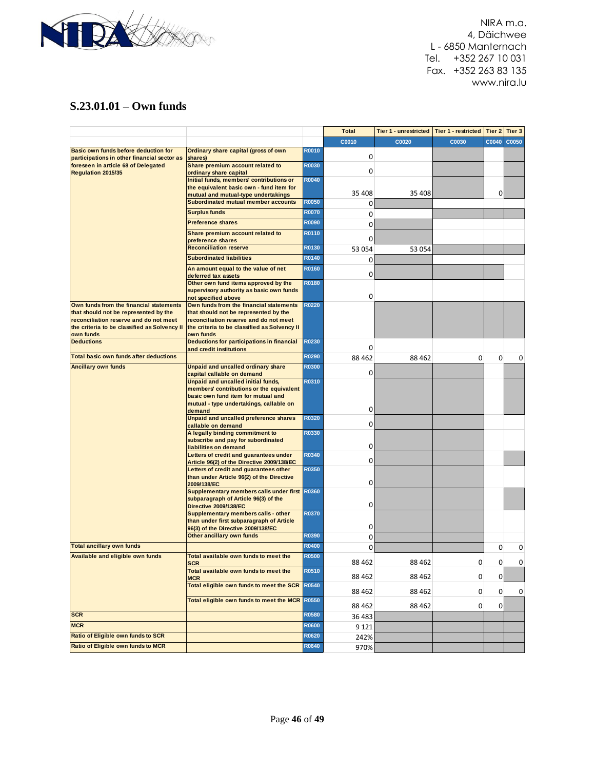NIRA m.a.
4, Däichwee
L - 6850 Manternach
Tel. +352 267 10 031
Fax. +352 263 83 135
www.nira.lu

## S.23.01.01 – Own funds

| | | | Total | Tier 1 - unrestricted | Tier 1 - restricted | Tier 2 | Tier 3 |
|---|---|---|---|---|---|---|---|
| | | | C0010 | C0020 | C0030 | C0040 | C0050 |
| **Basic own funds before deduction for participations in other financial sector as foreseen in article 68 of Delegated Regulation 2015/35** | **Ordinary share capital (gross of own shares)** | R0010 | 0 | | | | |
| | **Share premium account related to ordinary share capital** | R0030 | 0 | | | | |
| | **Initial funds, members' contributions or the equivalent basic own - fund item for mutual and mutual-type undertakings** | R0040 | 35 408 | 35 408 | | 0 | |
| | **Subordinated mutual member accounts** | R0050 | 0 | | | | |
| | **Surplus funds** | R0070 | 0 | | | | |
| | **Preference shares** | R0090 | 0 | | | | |
| | **Share premium account related to preference shares** | R0110 | 0 | | | | |
| | **Reconciliation reserve** | R0130 | 53 054 | 53 054 | | | |
| | **Subordinated liabilities** | R0140 | 0 | | | | |
| | **An amount equal to the value of net deferred tax assets** | R0160 | 0 | | | | |
| | **Other own fund items approved by the supervisory authority as basic own funds not specified above** | R0180 | 0 | | | | |
| **Own funds from the financial statements that should not be represented by the reconciliation reserve and do not meet the criteria to be classified as Solvency II own funds** | **Own funds from the financial statements that should not be represented by the reconciliation reserve and do not meet the criteria to be classified as Solvency II own funds** | R0220 | | | | | |
| **Deductions** | **Deductions for participations in financial and credit institutions** | R0230 | 0 | | | | |
| **Total basic own funds after deductions** | | R0290 | 88 462 | 88 462 | 0 | 0 | 0 |
| **Ancillary own funds** | **Unpaid and uncalled ordinary share capital callable on demand** | R0300 | 0 | | | | |
| | **Unpaid and uncalled initial funds, members' contributions or the equivalent basic own fund item for mutual and mutual - type undertakings, callable on demand** | R0310 | 0 | | | | |
| | **Unpaid and uncalled preference shares callable on demand** | R0320 | 0 | | | | |
| | **A legally binding commitment to subscribe and pay for subordinated liabilities on demand** | R0330 | 0 | | | | |
| | **Letters of credit and guarantees under Article 96(2) of the Directive 2009/138/EC** | R0340 | 0 | | | | |
| | **Letters of credit and guarantees other than under Article 96(2) of the Directive 2009/138/EC** | R0350 | 0 | | | | |
| | **Supplementary members calls under first subparagraph of Article 96(3) of the Directive 2009/138/EC** | R0360 | 0 | | | | |
| | **Supplementary members calls - other than under first subparagraph of Article 96(3) of the Directive 2009/138/EC** | R0370 | 0 | | | | |
| | **Other ancillary own funds** | R0390 | 0 | | | | |
| **Total ancillary own funds** | | R0400 | 0 | | | 0 | 0 |
| **Available and eligible own funds** | **Total available own funds to meet the SCR** | R0500 | 88 462 | 88 462 | 0 | 0 | 0 |
| | **Total available own funds to meet the MCR** | R0510 | 88 462 | 88 462 | 0 | 0 | |
| | **Total eligible own funds to meet the SCR** | R0540 | 88 462 | 88 462 | 0 | 0 | 0 |
| | **Total eligible own funds to meet the MCR** | R0550 | 88 462 | 88 462 | 0 | 0 | |
| **SCR** | | R0580 | 36 483 | | | | |
| **MCR** | | R0600 | 9 121 | | | | |
| **Ratio of Eligible own funds to SCR** | | R0620 | 242% | | | | |
| **Ratio of Eligible own funds to MCR** | | R0640 | 970% | | | | |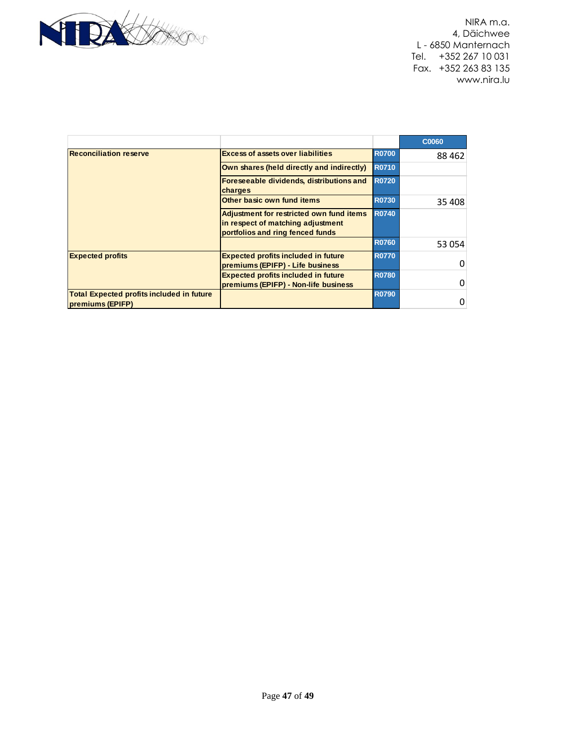NIRA m.a.
4, Däichwee
L - 6850 Manternach
Tel. +352 267 10 031
Fax. +352 263 83 135
www.nira.lu

| | | | C0060 |
|---|---|---|---|
| **Reconciliation reserve** | **Excess of assets over liabilities** | R0700 | 88 462 |
| | **Own shares (held directly and indirectly)** | R0710 | |
| | **Foreseeable dividends, distributions and charges** | R0720 | |
| | **Other basic own fund items** | R0730 | 35 408 |
| | **Adjustment for restricted own fund items in respect of matching adjustment portfolios and ring fenced funds** | R0740 | |
| | | R0760 | 53 054 |
| **Expected profits** | **Expected profits included in future premiums (EPIFP) - Life business** | R0770 | 0 |
| | **Expected profits included in future premiums (EPIFP) - Non-life business** | R0780 | 0 |
| **Total Expected profits included in future premiums (EPIFP)** | | R0790 | 0 |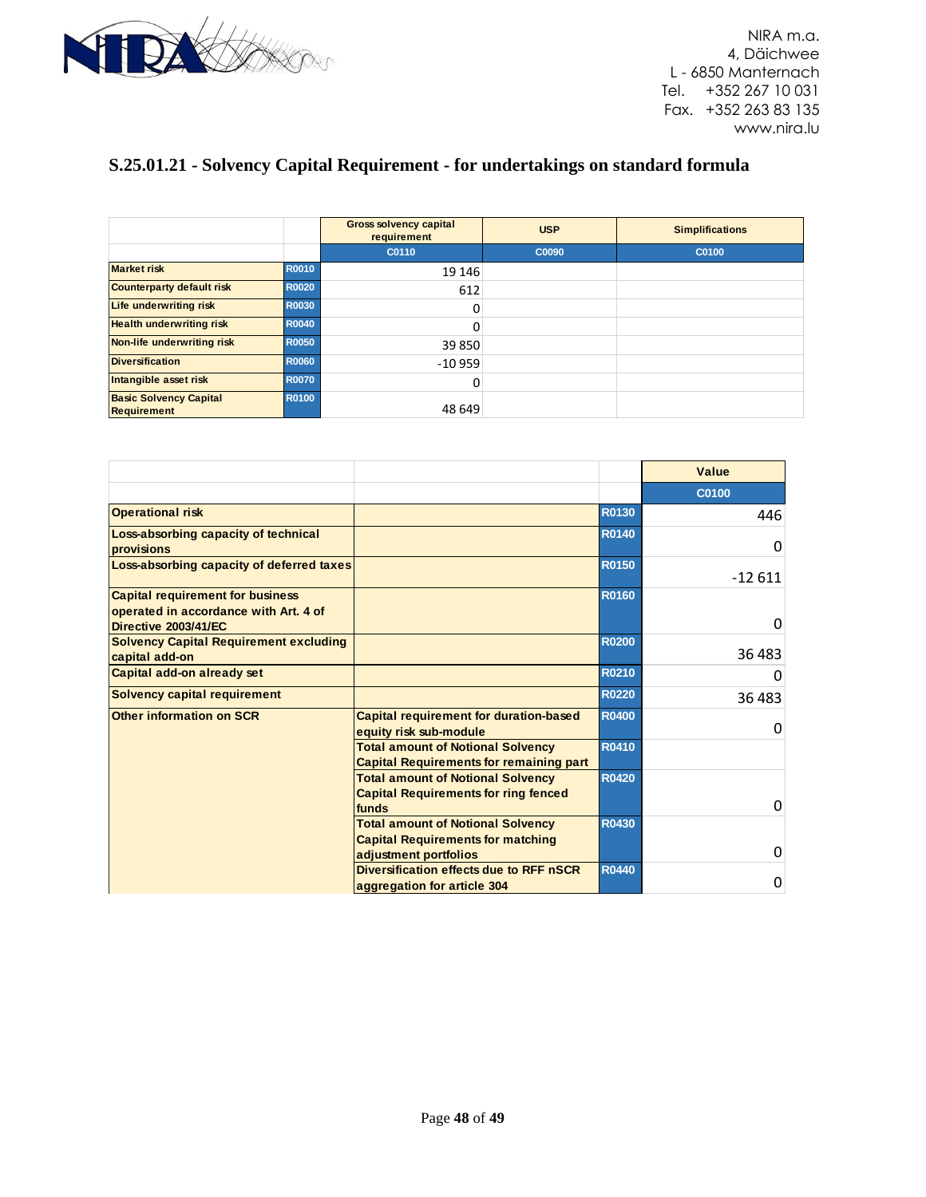NIRA m.a.
4, Däichwee
L - 6850 Manternach
Tel. +352 267 10 031
Fax. +352 263 83 135
www.nira.lu

## S.25.01.21 - Solvency Capital Requirement - for undertakings on standard formula

| | | Gross solvency capital requirement | USP | Simplifications |
|---|---|---|---|---|
| | | C0110 | C0090 | C0100 |
| Market risk | R0010 | 19 146 | | |
| Counterparty default risk | R0020 | 612 | | |
| Life underwriting risk | R0030 | 0 | | |
| Health underwriting risk | R0040 | 0 | | |
| Non-life underwriting risk | R0050 | 39 850 | | |
| Diversification | R0060 | -10 959 | | |
| Intangible asset risk | R0070 | 0 | | |
| Basic Solvency Capital Requirement | R0100 | 48 649 | | |

| | | | Value |
|---|---|---|---|
| | | | C0100 |
| Operational risk | | R0130 | 446 |
| Loss-absorbing capacity of technical provisions | | R0140 | 0 |
| Loss-absorbing capacity of deferred taxes | | R0150 | -12 611 |
| Capital requirement for business operated in accordance with Art. 4 of Directive 2003/41/EC | | R0160 | 0 |
| Solvency Capital Requirement excluding capital add-on | | R0200 | 36 483 |
| Capital add-on already set | | R0210 | 0 |
| Solvency capital requirement | | R0220 | 36 483 |
| Other information on SCR | Capital requirement for duration-based equity risk sub-module | R0400 | 0 |
| | Total amount of Notional Solvency Capital Requirements for remaining part | R0410 | |
| | Total amount of Notional Solvency Capital Requirements for ring fenced funds | R0420 | 0 |
| | Total amount of Notional Solvency Capital Requirements for matching adjustment portfolios | R0430 | 0 |
| | Diversification effects due to RFF nSCR aggregation for article 304 | R0440 | 0 |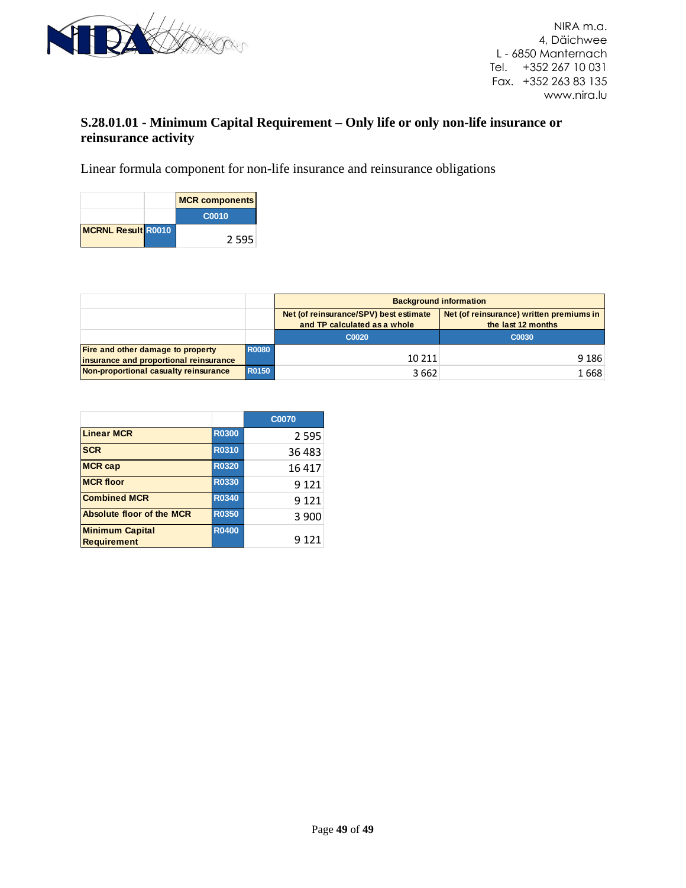NIRA m.a.
4, Däichwee
L - 6850 Manternach
Tel. +352 267 10 031
Fax. +352 263 83 135
www.nira.lu

## S.28.01.01 - Minimum Capital Requirement – Only life or only non-life insurance or reinsurance activity

Linear formula component for non-life insurance and reinsurance obligations

| | | MCR components |
|---|---|---|
| | | C0010 |
| MCRNL Result | R0010 | 2 595 |

| | | Background information | |
|---|---|---|---|
| | | Net (of reinsurance/SPV) best estimate and TP calculated as a whole | Net (of reinsurance) written premiums in the last 12 months |
| | | C0020 | C0030 |
| Fire and other damage to property insurance and proportional reinsurance | R0080 | 10 211 | 9 186 |
| Non-proportional casualty reinsurance | R0150 | 3 662 | 1 668 |

| | | C0070 |
|---|---|---|
| Linear MCR | R0300 | 2 595 |
| SCR | R0310 | 36 483 |
| MCR cap | R0320 | 16 417 |
| MCR floor | R0330 | 9 121 |
| Combined MCR | R0340 | 9 121 |
| Absolute floor of the MCR | R0350 | 3 900 |
| Minimum Capital Requirement | R0400 | 9 121 |